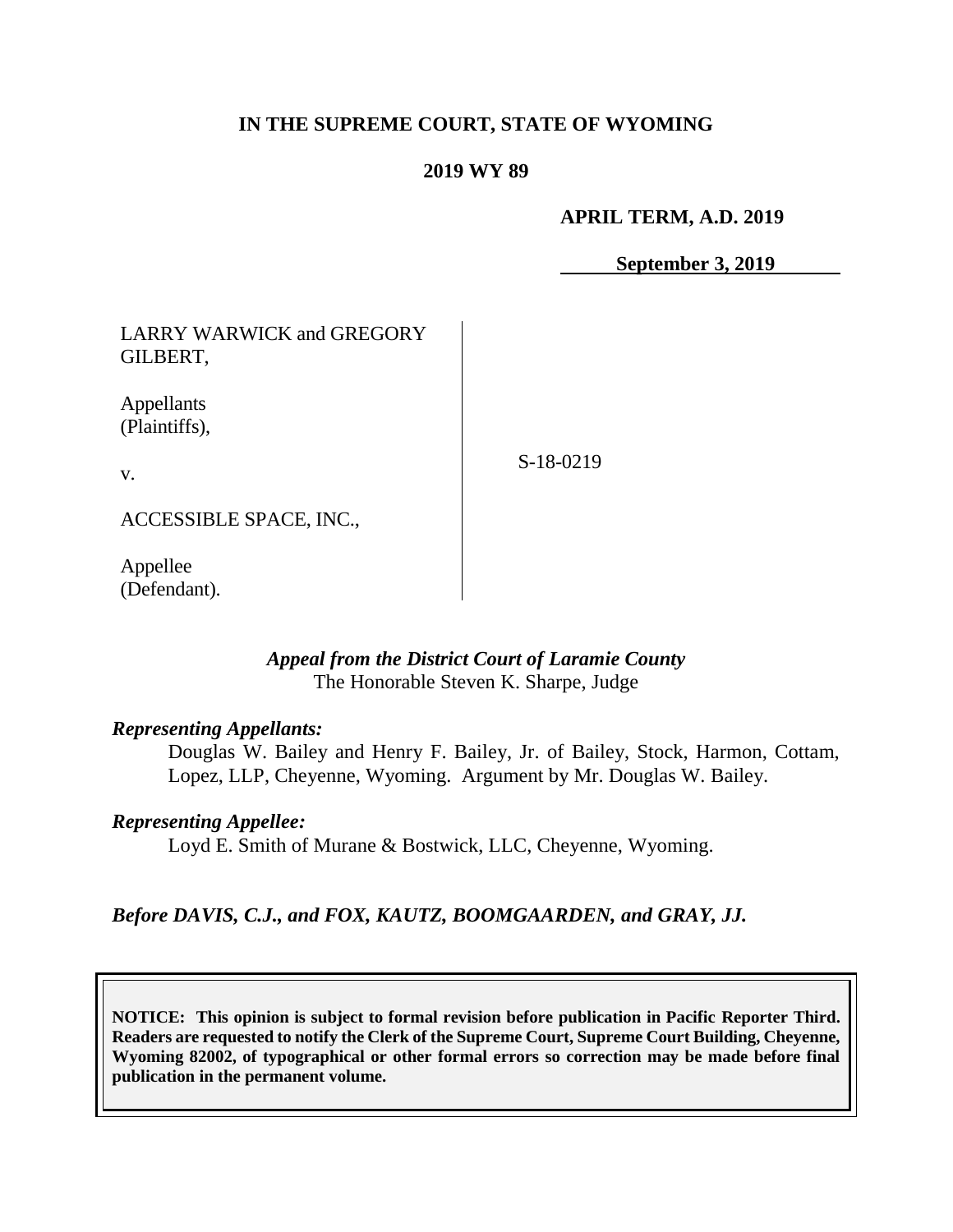**IN THE SUPREME COURT, STATE OF WYOMING**

**2019 WY 89**

**APRIL TERM, A.D. 2019**

**September 3, 2019**

| | |
|---|---|
| LARRY WARWICK and GREGORY GILBERT,<br><br>Appellants (Plaintiffs),<br><br>v.<br><br>ACCESSIBLE SPACE, INC.,<br><br>Appellee (Defendant). | S-18-0219 |

***Appeal from the District Court of Laramie County***
The Honorable Steven K. Sharpe, Judge

***Representing Appellants:***

Douglas W. Bailey and Henry F. Bailey, Jr. of Bailey, Stock, Harmon, Cottam, Lopez, LLP, Cheyenne, Wyoming. Argument by Mr. Douglas W. Bailey.

***Representing Appellee:***

Loyd E. Smith of Murane & Bostwick, LLC, Cheyenne, Wyoming.

***Before DAVIS, C.J., and FOX, KAUTZ, BOOMGAARDEN, and GRAY, JJ.***

**NOTICE: This opinion is subject to formal revision before publication in Pacific Reporter Third. Readers are requested to notify the Clerk of the Supreme Court, Supreme Court Building, Cheyenne, Wyoming 82002, of typographical or other formal errors so correction may be made before final publication in the permanent volume.**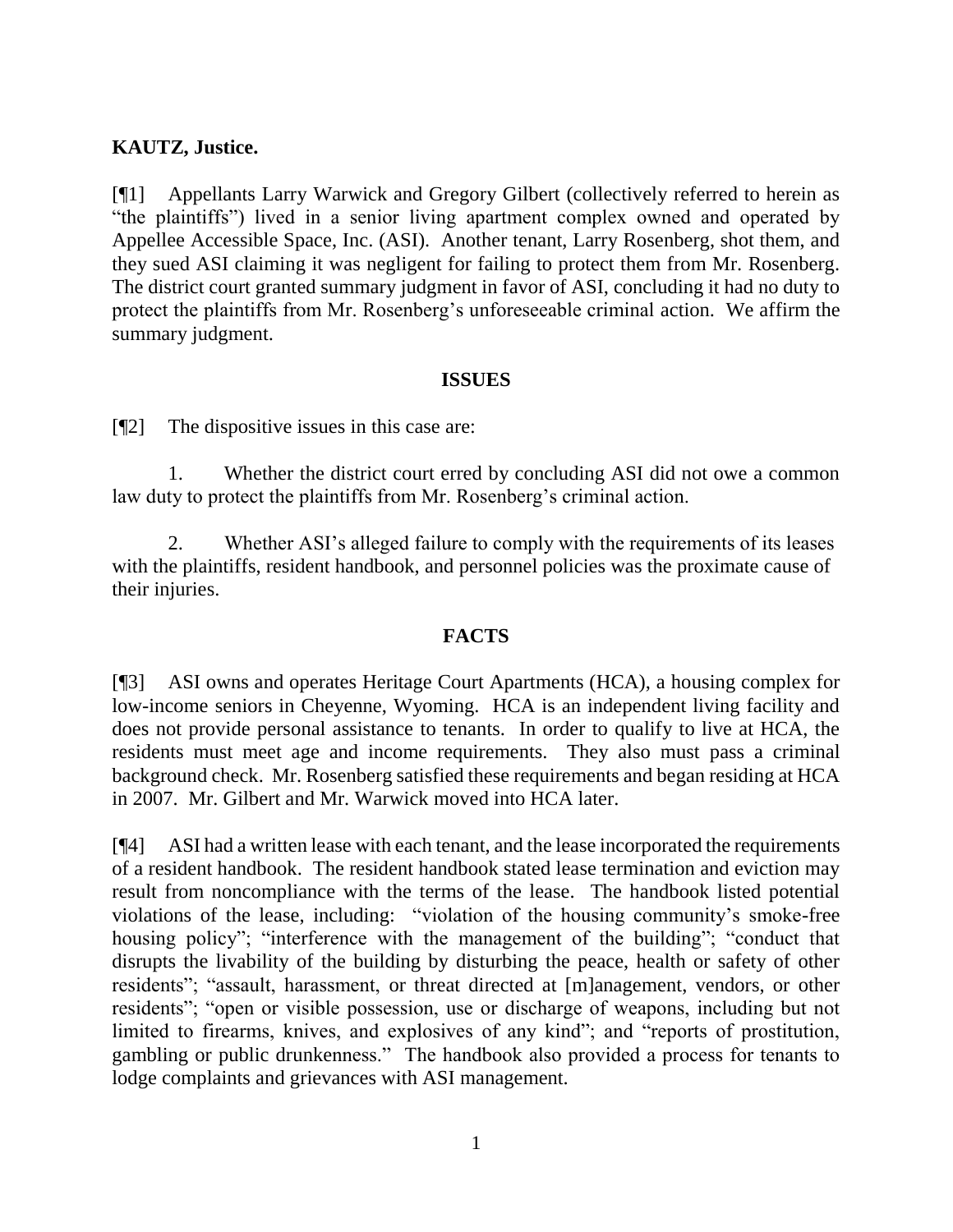**KAUTZ, Justice.**

[¶1] Appellants Larry Warwick and Gregory Gilbert (collectively referred to herein as "the plaintiffs") lived in a senior living apartment complex owned and operated by Appellee Accessible Space, Inc. (ASI). Another tenant, Larry Rosenberg, shot them, and they sued ASI claiming it was negligent for failing to protect them from Mr. Rosenberg. The district court granted summary judgment in favor of ASI, concluding it had no duty to protect the plaintiffs from Mr. Rosenberg's unforeseeable criminal action. We affirm the summary judgment.

## ISSUES

[¶2] The dispositive issues in this case are:

1. Whether the district court erred by concluding ASI did not owe a common law duty to protect the plaintiffs from Mr. Rosenberg's criminal action.

2. Whether ASI's alleged failure to comply with the requirements of its leases with the plaintiffs, resident handbook, and personnel policies was the proximate cause of their injuries.

## FACTS

[¶3] ASI owns and operates Heritage Court Apartments (HCA), a housing complex for low-income seniors in Cheyenne, Wyoming. HCA is an independent living facility and does not provide personal assistance to tenants. In order to qualify to live at HCA, the residents must meet age and income requirements. They also must pass a criminal background check. Mr. Rosenberg satisfied these requirements and began residing at HCA in 2007. Mr. Gilbert and Mr. Warwick moved into HCA later.

[¶4] ASI had a written lease with each tenant, and the lease incorporated the requirements of a resident handbook. The resident handbook stated lease termination and eviction may result from noncompliance with the terms of the lease. The handbook listed potential violations of the lease, including: "violation of the housing community's smoke-free housing policy"; "interference with the management of the building"; "conduct that disrupts the livability of the building by disturbing the peace, health or safety of other residents"; "assault, harassment, or threat directed at [m]anagement, vendors, or other residents"; "open or visible possession, use or discharge of weapons, including but not limited to firearms, knives, and explosives of any kind"; and "reports of prostitution, gambling or public drunkenness." The handbook also provided a process for tenants to lodge complaints and grievances with ASI management.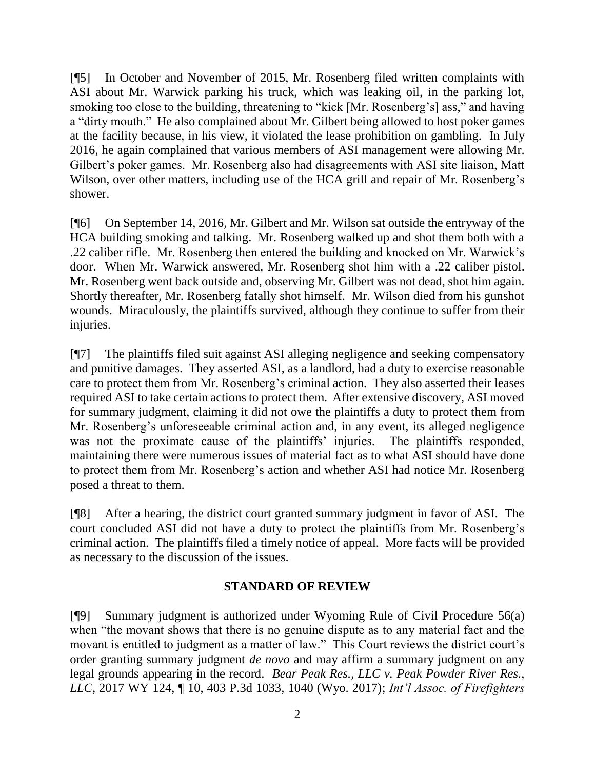[¶5] In October and November of 2015, Mr. Rosenberg filed written complaints with ASI about Mr. Warwick parking his truck, which was leaking oil, in the parking lot, smoking too close to the building, threatening to "kick [Mr. Rosenberg's] ass," and having a "dirty mouth." He also complained about Mr. Gilbert being allowed to host poker games at the facility because, in his view, it violated the lease prohibition on gambling. In July 2016, he again complained that various members of ASI management were allowing Mr. Gilbert's poker games. Mr. Rosenberg also had disagreements with ASI site liaison, Matt Wilson, over other matters, including use of the HCA grill and repair of Mr. Rosenberg's shower.

[¶6] On September 14, 2016, Mr. Gilbert and Mr. Wilson sat outside the entryway of the HCA building smoking and talking. Mr. Rosenberg walked up and shot them both with a .22 caliber rifle. Mr. Rosenberg then entered the building and knocked on Mr. Warwick's door. When Mr. Warwick answered, Mr. Rosenberg shot him with a .22 caliber pistol. Mr. Rosenberg went back outside and, observing Mr. Gilbert was not dead, shot him again. Shortly thereafter, Mr. Rosenberg fatally shot himself. Mr. Wilson died from his gunshot wounds. Miraculously, the plaintiffs survived, although they continue to suffer from their injuries.

[¶7] The plaintiffs filed suit against ASI alleging negligence and seeking compensatory and punitive damages. They asserted ASI, as a landlord, had a duty to exercise reasonable care to protect them from Mr. Rosenberg's criminal action. They also asserted their leases required ASI to take certain actions to protect them. After extensive discovery, ASI moved for summary judgment, claiming it did not owe the plaintiffs a duty to protect them from Mr. Rosenberg's unforeseeable criminal action and, in any event, its alleged negligence was not the proximate cause of the plaintiffs' injuries. The plaintiffs responded, maintaining there were numerous issues of material fact as to what ASI should have done to protect them from Mr. Rosenberg's action and whether ASI had notice Mr. Rosenberg posed a threat to them.

[¶8] After a hearing, the district court granted summary judgment in favor of ASI. The court concluded ASI did not have a duty to protect the plaintiffs from Mr. Rosenberg's criminal action. The plaintiffs filed a timely notice of appeal. More facts will be provided as necessary to the discussion of the issues.

## STANDARD OF REVIEW

[¶9] Summary judgment is authorized under Wyoming Rule of Civil Procedure 56(a) when "the movant shows that there is no genuine dispute as to any material fact and the movant is entitled to judgment as a matter of law." This Court reviews the district court's order granting summary judgment *de novo* and may affirm a summary judgment on any legal grounds appearing in the record. *Bear Peak Res., LLC v. Peak Powder River Res., LLC*, 2017 WY 124, ¶ 10, 403 P.3d 1033, 1040 (Wyo. 2017); *Int'l Assoc. of Firefighters*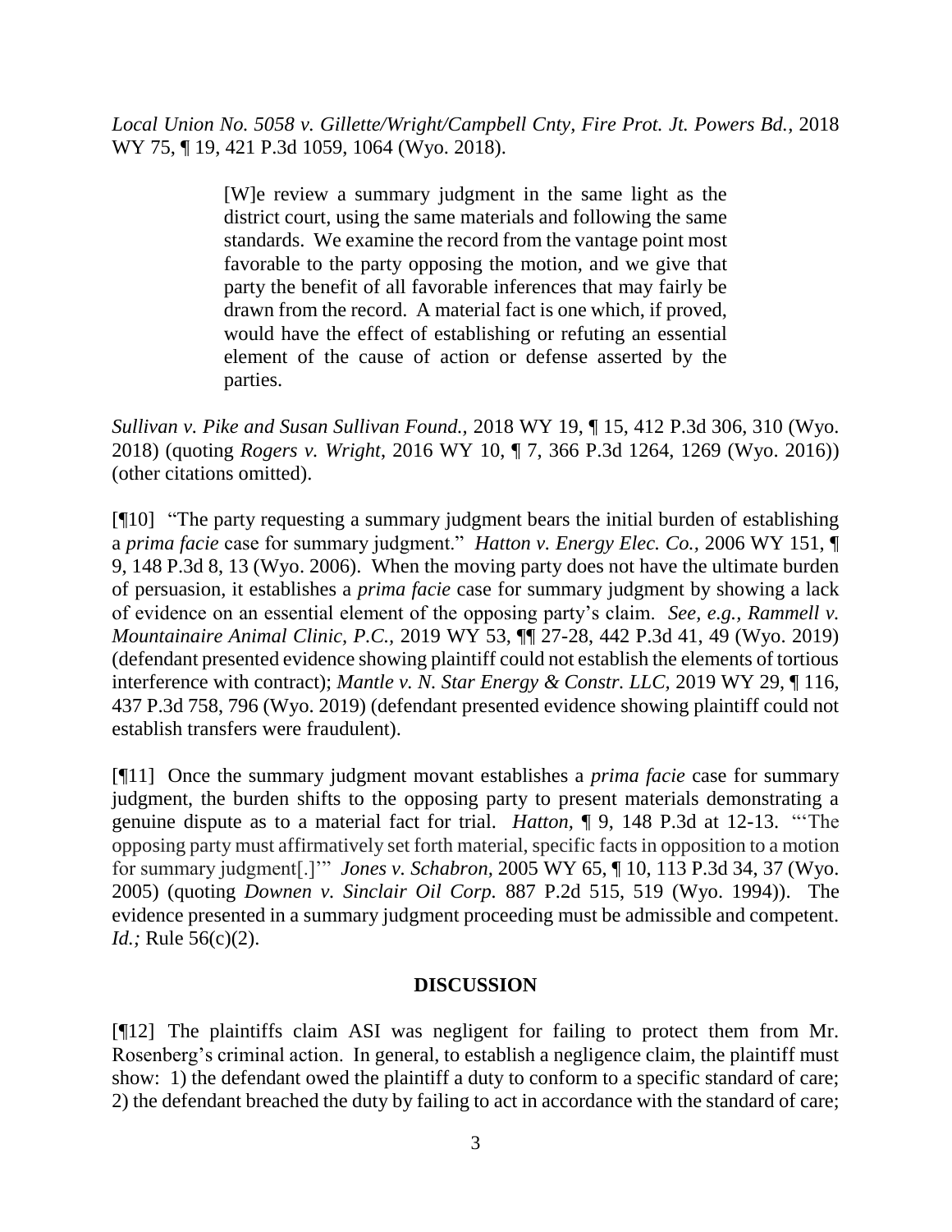*Local Union No. 5058 v. Gillette/Wright/Campbell Cnty, Fire Prot. Jt. Powers Bd.*, 2018 WY 75, ¶ 19, 421 P.3d 1059, 1064 (Wyo. 2018).

> [W]e review a summary judgment in the same light as the district court, using the same materials and following the same standards. We examine the record from the vantage point most favorable to the party opposing the motion, and we give that party the benefit of all favorable inferences that may fairly be drawn from the record. A material fact is one which, if proved, would have the effect of establishing or refuting an essential element of the cause of action or defense asserted by the parties.

*Sullivan v. Pike and Susan Sullivan Found.*, 2018 WY 19, ¶ 15, 412 P.3d 306, 310 (Wyo. 2018) (quoting *Rogers v. Wright*, 2016 WY 10, ¶ 7, 366 P.3d 1264, 1269 (Wyo. 2016)) (other citations omitted).

[¶10] "The party requesting a summary judgment bears the initial burden of establishing a *prima facie* case for summary judgment." *Hatton v. Energy Elec. Co.*, 2006 WY 151, ¶ 9, 148 P.3d 8, 13 (Wyo. 2006). When the moving party does not have the ultimate burden of persuasion, it establishes a *prima facie* case for summary judgment by showing a lack of evidence on an essential element of the opposing party's claim. *See, e.g.*, *Rammell v. Mountainaire Animal Clinic, P.C.*, 2019 WY 53, ¶¶ 27-28, 442 P.3d 41, 49 (Wyo. 2019) (defendant presented evidence showing plaintiff could not establish the elements of tortious interference with contract); *Mantle v. N. Star Energy & Constr. LLC*, 2019 WY 29, ¶ 116, 437 P.3d 758, 796 (Wyo. 2019) (defendant presented evidence showing plaintiff could not establish transfers were fraudulent).

[¶11] Once the summary judgment movant establishes a *prima facie* case for summary judgment, the burden shifts to the opposing party to present materials demonstrating a genuine dispute as to a material fact for trial. *Hatton*, ¶ 9, 148 P.3d at 12-13. "'The opposing party must affirmatively set forth material, specific facts in opposition to a motion for summary judgment[.]'" *Jones v. Schabron*, 2005 WY 65, ¶ 10, 113 P.3d 34, 37 (Wyo. 2005) (quoting *Downen v. Sinclair Oil Corp.* 887 P.2d 515, 519 (Wyo. 1994)). The evidence presented in a summary judgment proceeding must be admissible and competent. *Id.;* Rule 56(c)(2).

## DISCUSSION

[¶12] The plaintiffs claim ASI was negligent for failing to protect them from Mr. Rosenberg's criminal action. In general, to establish a negligence claim, the plaintiff must show: 1) the defendant owed the plaintiff a duty to conform to a specific standard of care; 2) the defendant breached the duty by failing to act in accordance with the standard of care;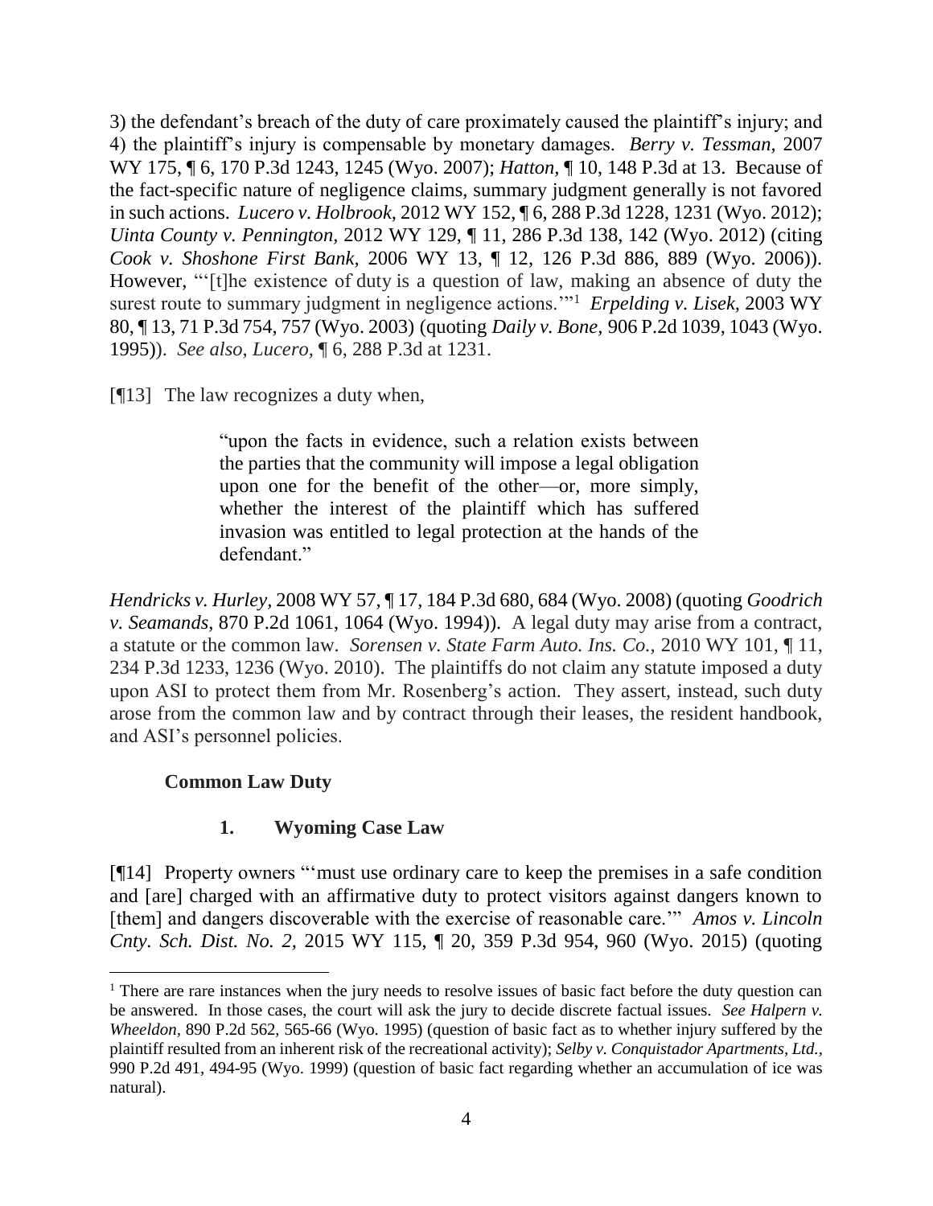3) the defendant's breach of the duty of care proximately caused the plaintiff's injury; and 4) the plaintiff's injury is compensable by monetary damages. *Berry v. Tessman,* 2007 WY 175, ¶ 6, 170 P.3d 1243, 1245 (Wyo. 2007); *Hatton,* ¶ 10, 148 P.3d at 13. Because of the fact-specific nature of negligence claims, summary judgment generally is not favored in such actions. *Lucero v. Holbrook,* 2012 WY 152, ¶ 6, 288 P.3d 1228, 1231 (Wyo. 2012); *Uinta County v. Pennington*, 2012 WY 129, ¶ 11, 286 P.3d 138, 142 (Wyo. 2012) (citing *Cook v. Shoshone First Bank,* 2006 WY 13, ¶ 12, 126 P.3d 886, 889 (Wyo. 2006)). However, "'[t]he existence of duty is a question of law, making an absence of duty the surest route to summary judgment in negligence actions.'"[1] *Erpelding v. Lisek,* 2003 WY 80, ¶ 13, 71 P.3d 754, 757 (Wyo. 2003) (quoting *Daily v. Bone,* 906 P.2d 1039, 1043 (Wyo. 1995)). *See also*, *Lucero*, ¶ 6, 288 P.3d at 1231.

[¶13] The law recognizes a duty when,

> "upon the facts in evidence, such a relation exists between the parties that the community will impose a legal obligation upon one for the benefit of the other—or, more simply, whether the interest of the plaintiff which has suffered invasion was entitled to legal protection at the hands of the defendant."

*Hendricks v. Hurley*, 2008 WY 57, ¶ 17, 184 P.3d 680, 684 (Wyo. 2008) (quoting *Goodrich v. Seamands,* 870 P.2d 1061, 1064 (Wyo. 1994)). A legal duty may arise from a contract, a statute or the common law. *Sorensen v. State Farm Auto. Ins. Co.,* 2010 WY 101, ¶ 11, 234 P.3d 1233, 1236 (Wyo. 2010). The plaintiffs do not claim any statute imposed a duty upon ASI to protect them from Mr. Rosenberg's action. They assert, instead, such duty arose from the common law and by contract through their leases, the resident handbook, and ASI's personnel policies.

### Common Law Duty

#### 1. Wyoming Case Law

[¶14] Property owners "'must use ordinary care to keep the premises in a safe condition and [are] charged with an affirmative duty to protect visitors against dangers known to [them] and dangers discoverable with the exercise of reasonable care.'" *Amos v. Lincoln Cnty. Sch. Dist. No. 2,* 2015 WY 115, ¶ 20, 359 P.3d 954, 960 (Wyo. 2015) (quoting

---

[1] There are rare instances when the jury needs to resolve issues of basic fact before the duty question can be answered. In those cases, the court will ask the jury to decide discrete factual issues. *See Halpern v. Wheeldon,* 890 P.2d 562, 565-66 (Wyo. 1995) (question of basic fact as to whether injury suffered by the plaintiff resulted from an inherent risk of the recreational activity); *Selby v. Conquistador Apartments, Ltd.,* 990 P.2d 491, 494-95 (Wyo. 1999) (question of basic fact regarding whether an accumulation of ice was natural).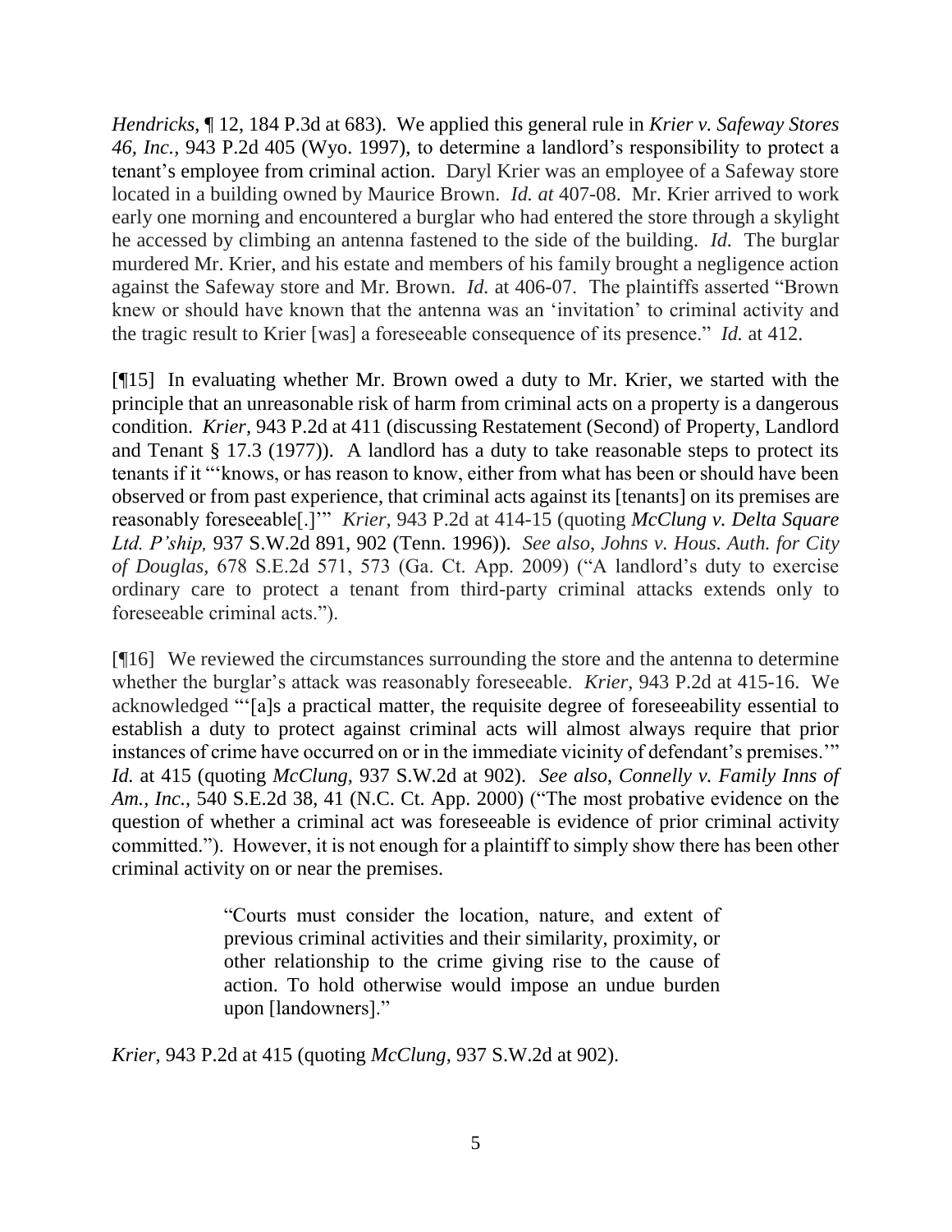*Hendricks*, ¶ 12, 184 P.3d at 683). We applied this general rule in *Krier v. Safeway Stores 46, Inc.*, 943 P.2d 405 (Wyo. 1997), to determine a landlord's responsibility to protect a tenant's employee from criminal action. Daryl Krier was an employee of a Safeway store located in a building owned by Maurice Brown. *Id. at* 407-08. Mr. Krier arrived to work early one morning and encountered a burglar who had entered the store through a skylight he accessed by climbing an antenna fastened to the side of the building. *Id.* The burglar murdered Mr. Krier, and his estate and members of his family brought a negligence action against the Safeway store and Mr. Brown. *Id.* at 406-07. The plaintiffs asserted "Brown knew or should have known that the antenna was an 'invitation' to criminal activity and the tragic result to Krier [was] a foreseeable consequence of its presence." *Id.* at 412.

[¶15] In evaluating whether Mr. Brown owed a duty to Mr. Krier, we started with the principle that an unreasonable risk of harm from criminal acts on a property is a dangerous condition. *Krier*, 943 P.2d at 411 (discussing Restatement (Second) of Property, Landlord and Tenant § 17.3 (1977)). A landlord has a duty to take reasonable steps to protect its tenants if it "'knows, or has reason to know, either from what has been or should have been observed or from past experience, that criminal acts against its [tenants] on its premises are reasonably foreseeable[.]'" *Krier*, 943 P.2d at 414-15 (quoting *McClung v. Delta Square Ltd. P'ship,* 937 S.W.2d 891, 902 (Tenn. 1996)). *See also*, *Johns v. Hous. Auth. for City of Douglas,* 678 S.E.2d 571, 573 (Ga. Ct. App. 2009) ("A landlord's duty to exercise ordinary care to protect a tenant from third-party criminal attacks extends only to foreseeable criminal acts.").

[¶16] We reviewed the circumstances surrounding the store and the antenna to determine whether the burglar's attack was reasonably foreseeable. *Krier*, 943 P.2d at 415-16. We acknowledged "'[a]s a practical matter, the requisite degree of foreseeability essential to establish a duty to protect against criminal acts will almost always require that prior instances of crime have occurred on or in the immediate vicinity of defendant's premises.'" *Id.* at 415 (quoting *McClung,* 937 S.W.2d at 902). *See also*, *Connelly v. Family Inns of Am., Inc.,* 540 S.E.2d 38, 41 (N.C. Ct. App. 2000) ("The most probative evidence on the question of whether a criminal act was foreseeable is evidence of prior criminal activity committed."). However, it is not enough for a plaintiff to simply show there has been other criminal activity on or near the premises.

> "Courts must consider the location, nature, and extent of previous criminal activities and their similarity, proximity, or other relationship to the crime giving rise to the cause of action. To hold otherwise would impose an undue burden upon [landowners]."

*Krier,* 943 P.2d at 415 (quoting *McClung,* 937 S.W.2d at 902).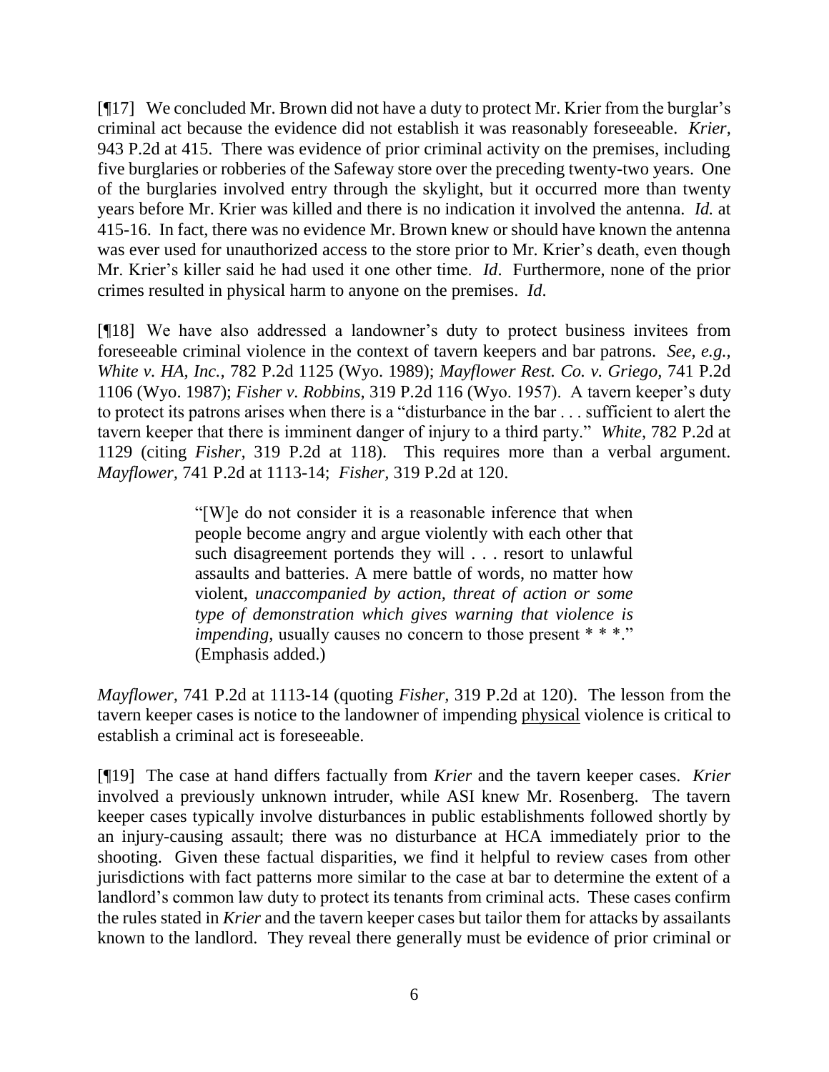[¶17] We concluded Mr. Brown did not have a duty to protect Mr. Krier from the burglar's criminal act because the evidence did not establish it was reasonably foreseeable. *Krier,* 943 P.2d at 415. There was evidence of prior criminal activity on the premises, including five burglaries or robberies of the Safeway store over the preceding twenty-two years. One of the burglaries involved entry through the skylight, but it occurred more than twenty years before Mr. Krier was killed and there is no indication it involved the antenna. *Id.* at 415-16. In fact, there was no evidence Mr. Brown knew or should have known the antenna was ever used for unauthorized access to the store prior to Mr. Krier's death, even though Mr. Krier's killer said he had used it one other time. *Id*. Furthermore, none of the prior crimes resulted in physical harm to anyone on the premises. *Id*.

[¶18] We have also addressed a landowner's duty to protect business invitees from foreseeable criminal violence in the context of tavern keepers and bar patrons. *See, e.g., White v. HA, Inc.,* 782 P.2d 1125 (Wyo. 1989); *Mayflower Rest. Co. v. Griego,* 741 P.2d 1106 (Wyo. 1987); *Fisher v. Robbins,* 319 P.2d 116 (Wyo. 1957). A tavern keeper's duty to protect its patrons arises when there is a "disturbance in the bar . . . sufficient to alert the tavern keeper that there is imminent danger of injury to a third party." *White,* 782 P.2d at 1129 (citing *Fisher*, 319 P.2d at 118). This requires more than a verbal argument. *Mayflower,* 741 P.2d at 1113-14; *Fisher*, 319 P.2d at 120.

> "[W]e do not consider it is a reasonable inference that when people become angry and argue violently with each other that such disagreement portends they will . . . resort to unlawful assaults and batteries. A mere battle of words, no matter how violent, *unaccompanied by action, threat of action or some type of demonstration which gives warning that violence is impending,* usually causes no concern to those present * * *." (Emphasis added.)

*Mayflower*, 741 P.2d at 1113-14 (quoting *Fisher*, 319 P.2d at 120). The lesson from the tavern keeper cases is notice to the landowner of impending <u>physical</u> violence is critical to establish a criminal act is foreseeable.

[¶19] The case at hand differs factually from *Krier* and the tavern keeper cases. *Krier* involved a previously unknown intruder, while ASI knew Mr. Rosenberg. The tavern keeper cases typically involve disturbances in public establishments followed shortly by an injury-causing assault; there was no disturbance at HCA immediately prior to the shooting. Given these factual disparities, we find it helpful to review cases from other jurisdictions with fact patterns more similar to the case at bar to determine the extent of a landlord's common law duty to protect its tenants from criminal acts. These cases confirm the rules stated in *Krier* and the tavern keeper cases but tailor them for attacks by assailants known to the landlord. They reveal there generally must be evidence of prior criminal or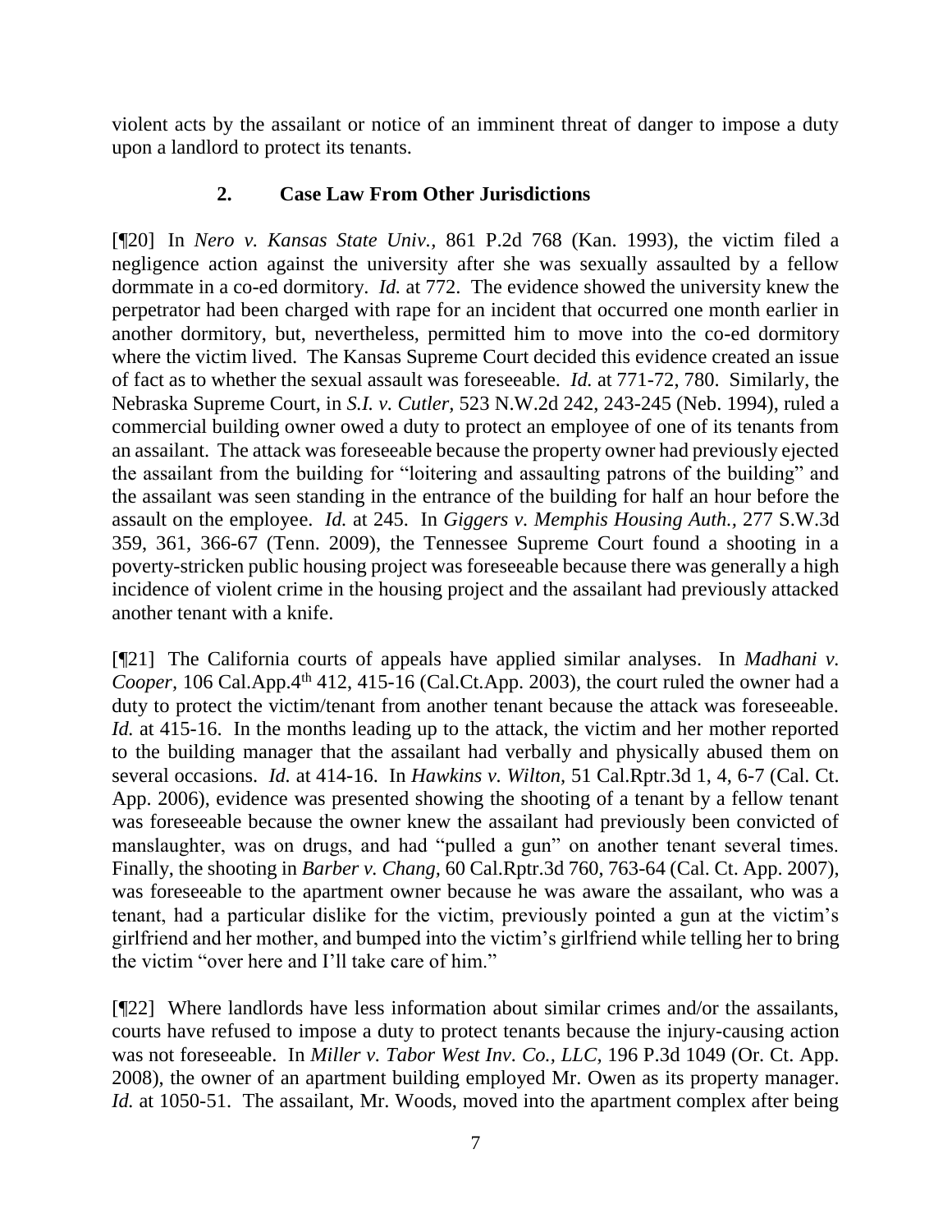violent acts by the assailant or notice of an imminent threat of danger to impose a duty upon a landlord to protect its tenants.

### 2. Case Law From Other Jurisdictions

[¶20] In *Nero v. Kansas State Univ.*, 861 P.2d 768 (Kan. 1993), the victim filed a negligence action against the university after she was sexually assaulted by a fellow dormmate in a co-ed dormitory. *Id.* at 772. The evidence showed the university knew the perpetrator had been charged with rape for an incident that occurred one month earlier in another dormitory, but, nevertheless, permitted him to move into the co-ed dormitory where the victim lived. The Kansas Supreme Court decided this evidence created an issue of fact as to whether the sexual assault was foreseeable. *Id.* at 771-72, 780. Similarly, the Nebraska Supreme Court, in *S.I. v. Cutler*, 523 N.W.2d 242, 243-245 (Neb. 1994), ruled a commercial building owner owed a duty to protect an employee of one of its tenants from an assailant. The attack was foreseeable because the property owner had previously ejected the assailant from the building for "loitering and assaulting patrons of the building" and the assailant was seen standing in the entrance of the building for half an hour before the assault on the employee. *Id.* at 245. In *Giggers v. Memphis Housing Auth.*, 277 S.W.3d 359, 361, 366-67 (Tenn. 2009), the Tennessee Supreme Court found a shooting in a poverty-stricken public housing project was foreseeable because there was generally a high incidence of violent crime in the housing project and the assailant had previously attacked another tenant with a knife.

[¶21] The California courts of appeals have applied similar analyses. In *Madhani v. Cooper*, 106 Cal.App.4th 412, 415-16 (Cal.Ct.App. 2003), the court ruled the owner had a duty to protect the victim/tenant from another tenant because the attack was foreseeable. *Id.* at 415-16. In the months leading up to the attack, the victim and her mother reported to the building manager that the assailant had verbally and physically abused them on several occasions. *Id.* at 414-16. In *Hawkins v. Wilton*, 51 Cal.Rptr.3d 1, 4, 6-7 (Cal. Ct. App. 2006), evidence was presented showing the shooting of a tenant by a fellow tenant was foreseeable because the owner knew the assailant had previously been convicted of manslaughter, was on drugs, and had "pulled a gun" on another tenant several times. Finally, the shooting in *Barber v. Chang*, 60 Cal.Rptr.3d 760, 763-64 (Cal. Ct. App. 2007), was foreseeable to the apartment owner because he was aware the assailant, who was a tenant, had a particular dislike for the victim, previously pointed a gun at the victim's girlfriend and her mother, and bumped into the victim's girlfriend while telling her to bring the victim "over here and I'll take care of him."

[¶22] Where landlords have less information about similar crimes and/or the assailants, courts have refused to impose a duty to protect tenants because the injury-causing action was not foreseeable. In *Miller v. Tabor West Inv. Co., LLC*, 196 P.3d 1049 (Or. Ct. App. 2008), the owner of an apartment building employed Mr. Owen as its property manager. *Id.* at 1050-51. The assailant, Mr. Woods, moved into the apartment complex after being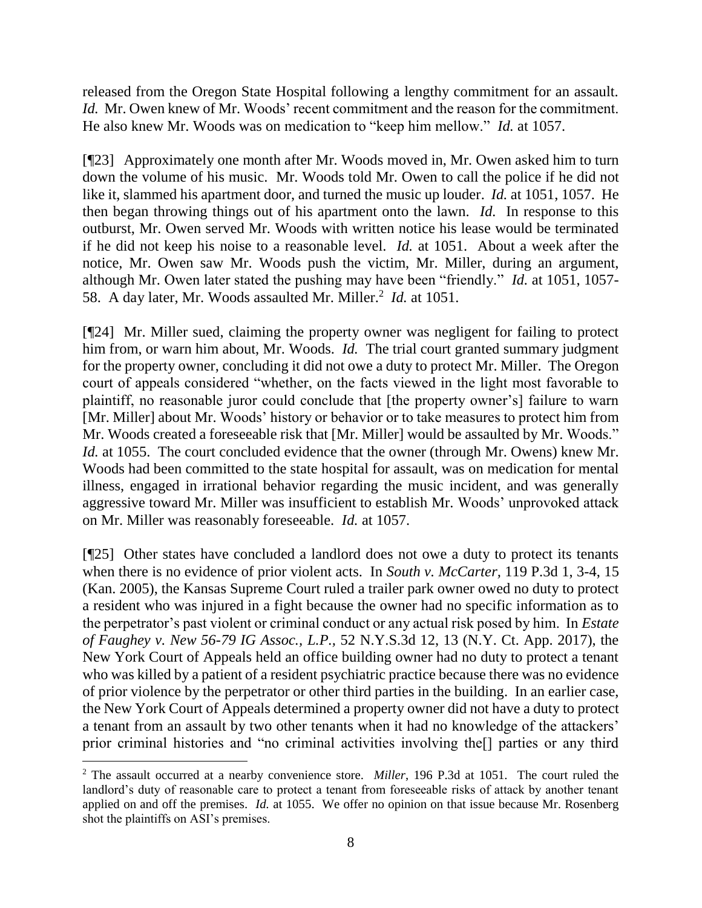released from the Oregon State Hospital following a lengthy commitment for an assault. *Id.* Mr. Owen knew of Mr. Woods' recent commitment and the reason for the commitment. He also knew Mr. Woods was on medication to "keep him mellow." *Id.* at 1057.

[¶23] Approximately one month after Mr. Woods moved in, Mr. Owen asked him to turn down the volume of his music. Mr. Woods told Mr. Owen to call the police if he did not like it, slammed his apartment door, and turned the music up louder. *Id.* at 1051, 1057. He then began throwing things out of his apartment onto the lawn. *Id.* In response to this outburst, Mr. Owen served Mr. Woods with written notice his lease would be terminated if he did not keep his noise to a reasonable level. *Id.* at 1051. About a week after the notice, Mr. Owen saw Mr. Woods push the victim, Mr. Miller, during an argument, although Mr. Owen later stated the pushing may have been "friendly." *Id.* at 1051, 1057-58. A day later, Mr. Woods assaulted Mr. Miller.[2] *Id.* at 1051.

[¶24] Mr. Miller sued, claiming the property owner was negligent for failing to protect him from, or warn him about, Mr. Woods. *Id.* The trial court granted summary judgment for the property owner, concluding it did not owe a duty to protect Mr. Miller. The Oregon court of appeals considered "whether, on the facts viewed in the light most favorable to plaintiff, no reasonable juror could conclude that [the property owner's] failure to warn [Mr. Miller] about Mr. Woods' history or behavior or to take measures to protect him from Mr. Woods created a foreseeable risk that [Mr. Miller] would be assaulted by Mr. Woods." *Id.* at 1055. The court concluded evidence that the owner (through Mr. Owens) knew Mr. Woods had been committed to the state hospital for assault, was on medication for mental illness, engaged in irrational behavior regarding the music incident, and was generally aggressive toward Mr. Miller was insufficient to establish Mr. Woods' unprovoked attack on Mr. Miller was reasonably foreseeable. *Id.* at 1057.

[¶25] Other states have concluded a landlord does not owe a duty to protect its tenants when there is no evidence of prior violent acts. In *South v. McCarter*, 119 P.3d 1, 3-4, 15 (Kan. 2005), the Kansas Supreme Court ruled a trailer park owner owed no duty to protect a resident who was injured in a fight because the owner had no specific information as to the perpetrator's past violent or criminal conduct or any actual risk posed by him. In *Estate of Faughey v. New 56-79 IG Assoc., L.P.*, 52 N.Y.S.3d 12, 13 (N.Y. Ct. App. 2017), the New York Court of Appeals held an office building owner had no duty to protect a tenant who was killed by a patient of a resident psychiatric practice because there was no evidence of prior violence by the perpetrator or other third parties in the building. In an earlier case, the New York Court of Appeals determined a property owner did not have a duty to protect a tenant from an assault by two other tenants when it had no knowledge of the attackers' prior criminal histories and "no criminal activities involving the[] parties or any third

---

[2] The assault occurred at a nearby convenience store. *Miller*, 196 P.3d at 1051. The court ruled the landlord's duty of reasonable care to protect a tenant from foreseeable risks of attack by another tenant applied on and off the premises. *Id.* at 1055. We offer no opinion on that issue because Mr. Rosenberg shot the plaintiffs on ASI's premises.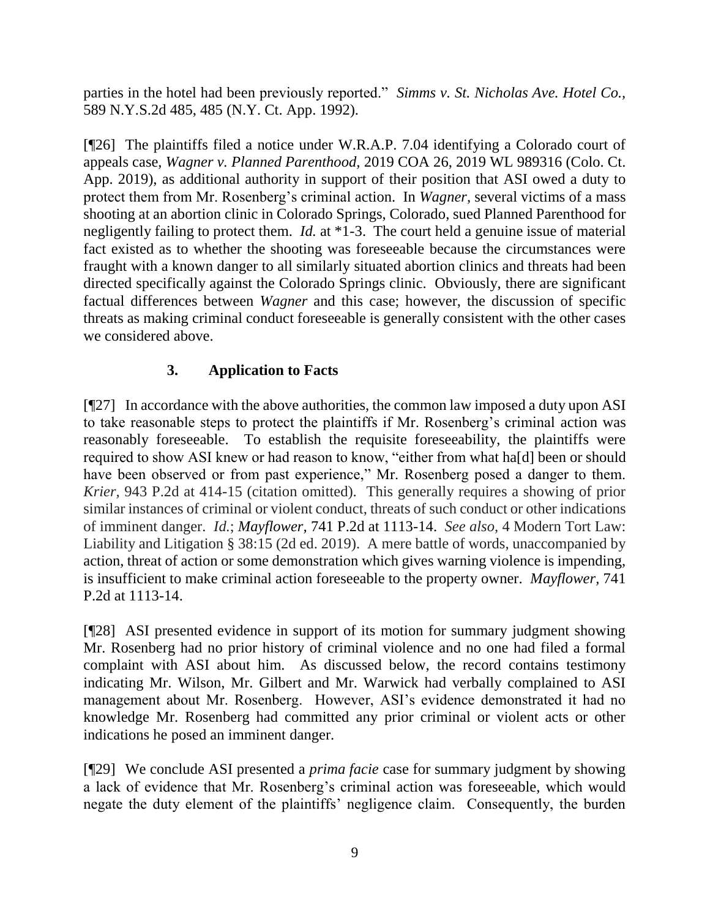parties in the hotel had been previously reported." *Simms v. St. Nicholas Ave. Hotel Co.,* 589 N.Y.S.2d 485, 485 (N.Y. Ct. App. 1992).

[¶26] The plaintiffs filed a notice under W.R.A.P. 7.04 identifying a Colorado court of appeals case, *Wagner v. Planned Parenthood,* 2019 COA 26, 2019 WL 989316 (Colo. Ct. App. 2019), as additional authority in support of their position that ASI owed a duty to protect them from Mr. Rosenberg's criminal action. In *Wagner,* several victims of a mass shooting at an abortion clinic in Colorado Springs, Colorado, sued Planned Parenthood for negligently failing to protect them. *Id.* at *1-3. The court held a genuine issue of material fact existed as to whether the shooting was foreseeable because the circumstances were fraught with a known danger to all similarly situated abortion clinics and threats had been directed specifically against the Colorado Springs clinic. Obviously, there are significant factual differences between *Wagner* and this case; however, the discussion of specific threats as making criminal conduct foreseeable is generally consistent with the other cases we considered above.

### 3. Application to Facts

[¶27] In accordance with the above authorities, the common law imposed a duty upon ASI to take reasonable steps to protect the plaintiffs if Mr. Rosenberg's criminal action was reasonably foreseeable. To establish the requisite foreseeability, the plaintiffs were required to show ASI knew or had reason to know, "either from what ha[d] been or should have been observed or from past experience," Mr. Rosenberg posed a danger to them. *Krier,* 943 P.2d at 414-15 (citation omitted). This generally requires a showing of prior similar instances of criminal or violent conduct, threats of such conduct or other indications of imminent danger. *Id.*; *Mayflower,* 741 P.2d at 1113-14. *See also,* 4 Modern Tort Law: Liability and Litigation § 38:15 (2d ed. 2019). A mere battle of words, unaccompanied by action, threat of action or some demonstration which gives warning violence is impending, is insufficient to make criminal action foreseeable to the property owner. *Mayflower,* 741 P.2d at 1113-14.

[¶28] ASI presented evidence in support of its motion for summary judgment showing Mr. Rosenberg had no prior history of criminal violence and no one had filed a formal complaint with ASI about him. As discussed below, the record contains testimony indicating Mr. Wilson, Mr. Gilbert and Mr. Warwick had verbally complained to ASI management about Mr. Rosenberg. However, ASI's evidence demonstrated it had no knowledge Mr. Rosenberg had committed any prior criminal or violent acts or other indications he posed an imminent danger.

[¶29] We conclude ASI presented a *prima facie* case for summary judgment by showing a lack of evidence that Mr. Rosenberg's criminal action was foreseeable, which would negate the duty element of the plaintiffs' negligence claim. Consequently, the burden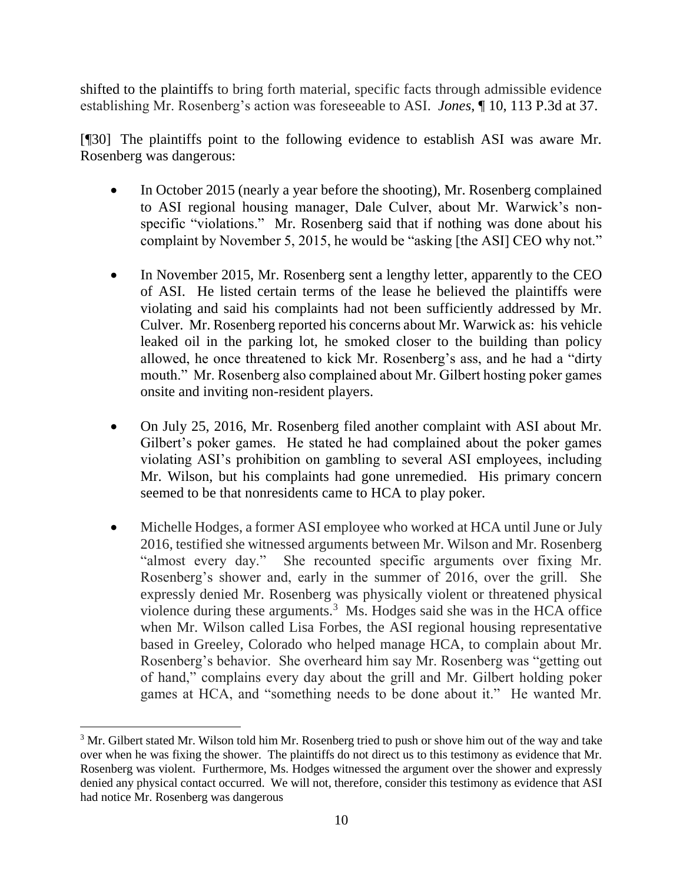shifted to the plaintiffs to bring forth material, specific facts through admissible evidence establishing Mr. Rosenberg's action was foreseeable to ASI. *Jones*, ¶ 10, 113 P.3d at 37.

[¶30] The plaintiffs point to the following evidence to establish ASI was aware Mr. Rosenberg was dangerous:

- In October 2015 (nearly a year before the shooting), Mr. Rosenberg complained to ASI regional housing manager, Dale Culver, about Mr. Warwick's non-specific "violations." Mr. Rosenberg said that if nothing was done about his complaint by November 5, 2015, he would be "asking [the ASI] CEO why not."

- In November 2015, Mr. Rosenberg sent a lengthy letter, apparently to the CEO of ASI. He listed certain terms of the lease he believed the plaintiffs were violating and said his complaints had not been sufficiently addressed by Mr. Culver. Mr. Rosenberg reported his concerns about Mr. Warwick as: his vehicle leaked oil in the parking lot, he smoked closer to the building than policy allowed, he once threatened to kick Mr. Rosenberg's ass, and he had a "dirty mouth." Mr. Rosenberg also complained about Mr. Gilbert hosting poker games onsite and inviting non-resident players.

- On July 25, 2016, Mr. Rosenberg filed another complaint with ASI about Mr. Gilbert's poker games. He stated he had complained about the poker games violating ASI's prohibition on gambling to several ASI employees, including Mr. Wilson, but his complaints had gone unremedied. His primary concern seemed to be that nonresidents came to HCA to play poker.

- Michelle Hodges, a former ASI employee who worked at HCA until June or July 2016, testified she witnessed arguments between Mr. Wilson and Mr. Rosenberg "almost every day." She recounted specific arguments over fixing Mr. Rosenberg's shower and, early in the summer of 2016, over the grill. She expressly denied Mr. Rosenberg was physically violent or threatened physical violence during these arguments.[3] Ms. Hodges said she was in the HCA office when Mr. Wilson called Lisa Forbes, the ASI regional housing representative based in Greeley, Colorado who helped manage HCA, to complain about Mr. Rosenberg's behavior. She overheard him say Mr. Rosenberg was "getting out of hand," complains every day about the grill and Mr. Gilbert holding poker games at HCA, and "something needs to be done about it." He wanted Mr.

[3] Mr. Gilbert stated Mr. Wilson told him Mr. Rosenberg tried to push or shove him out of the way and take over when he was fixing the shower. The plaintiffs do not direct us to this testimony as evidence that Mr. Rosenberg was violent. Furthermore, Ms. Hodges witnessed the argument over the shower and expressly denied any physical contact occurred. We will not, therefore, consider this testimony as evidence that ASI had notice Mr. Rosenberg was dangerous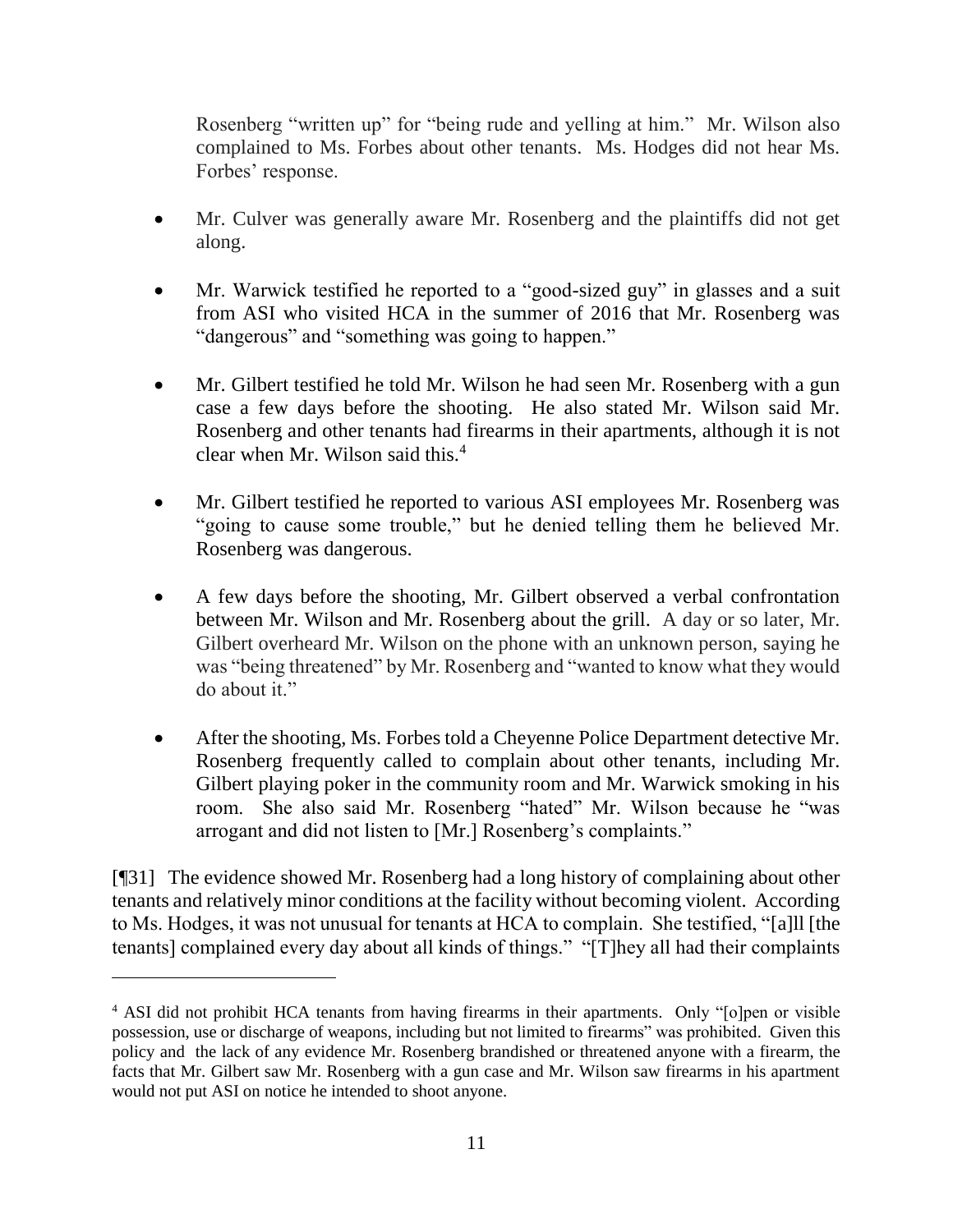Rosenberg "written up" for "being rude and yelling at him." Mr. Wilson also complained to Ms. Forbes about other tenants. Ms. Hodges did not hear Ms. Forbes' response.

- Mr. Culver was generally aware Mr. Rosenberg and the plaintiffs did not get along.

- Mr. Warwick testified he reported to a "good-sized guy" in glasses and a suit from ASI who visited HCA in the summer of 2016 that Mr. Rosenberg was "dangerous" and "something was going to happen."

- Mr. Gilbert testified he told Mr. Wilson he had seen Mr. Rosenberg with a gun case a few days before the shooting. He also stated Mr. Wilson said Mr. Rosenberg and other tenants had firearms in their apartments, although it is not clear when Mr. Wilson said this.[4]

- Mr. Gilbert testified he reported to various ASI employees Mr. Rosenberg was "going to cause some trouble," but he denied telling them he believed Mr. Rosenberg was dangerous.

- A few days before the shooting, Mr. Gilbert observed a verbal confrontation between Mr. Wilson and Mr. Rosenberg about the grill. A day or so later, Mr. Gilbert overheard Mr. Wilson on the phone with an unknown person, saying he was "being threatened" by Mr. Rosenberg and "wanted to know what they would do about it."

- After the shooting, Ms. Forbes told a Cheyenne Police Department detective Mr. Rosenberg frequently called to complain about other tenants, including Mr. Gilbert playing poker in the community room and Mr. Warwick smoking in his room. She also said Mr. Rosenberg "hated" Mr. Wilson because he "was arrogant and did not listen to [Mr.] Rosenberg's complaints."

[¶31] The evidence showed Mr. Rosenberg had a long history of complaining about other tenants and relatively minor conditions at the facility without becoming violent. According to Ms. Hodges, it was not unusual for tenants at HCA to complain. She testified, "[a]ll [the tenants] complained every day about all kinds of things." "[T]hey all had their complaints

[4] ASI did not prohibit HCA tenants from having firearms in their apartments. Only "[o]pen or visible possession, use or discharge of weapons, including but not limited to firearms" was prohibited. Given this policy and the lack of any evidence Mr. Rosenberg brandished or threatened anyone with a firearm, the facts that Mr. Gilbert saw Mr. Rosenberg with a gun case and Mr. Wilson saw firearms in his apartment would not put ASI on notice he intended to shoot anyone.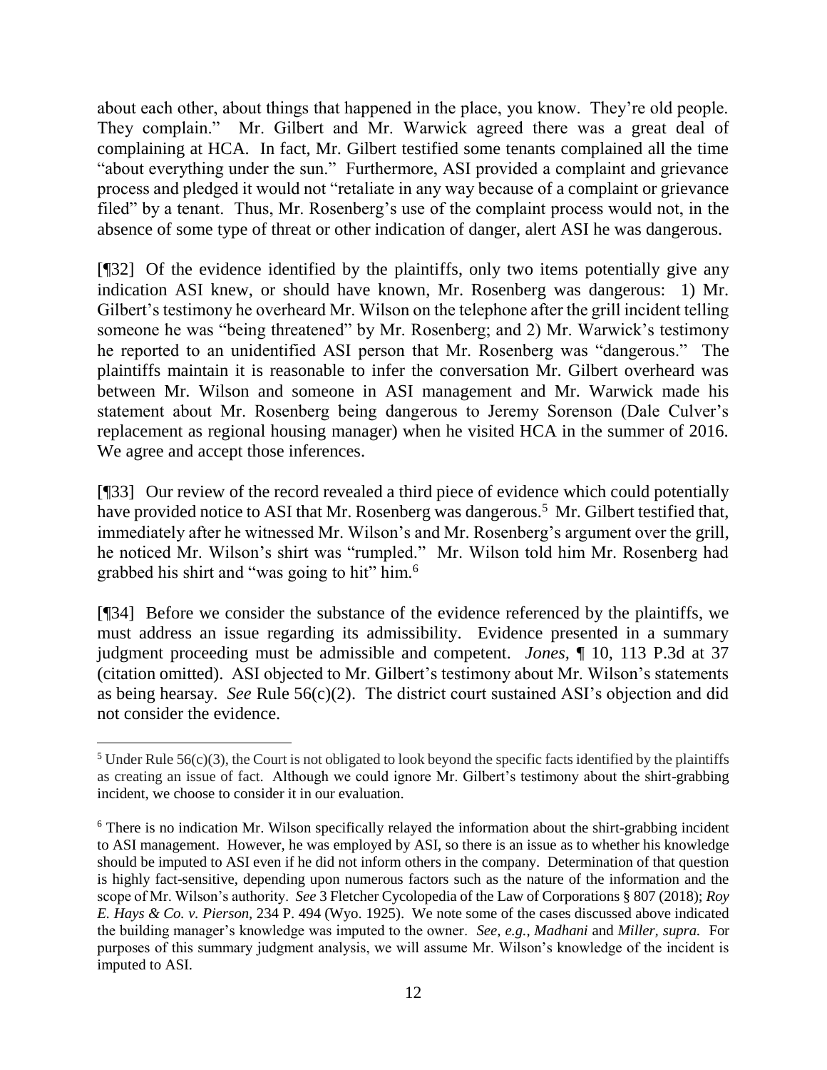about each other, about things that happened in the place, you know. They're old people. They complain." Mr. Gilbert and Mr. Warwick agreed there was a great deal of complaining at HCA. In fact, Mr. Gilbert testified some tenants complained all the time "about everything under the sun." Furthermore, ASI provided a complaint and grievance process and pledged it would not "retaliate in any way because of a complaint or grievance filed" by a tenant. Thus, Mr. Rosenberg's use of the complaint process would not, in the absence of some type of threat or other indication of danger, alert ASI he was dangerous.

[¶32] Of the evidence identified by the plaintiffs, only two items potentially give any indication ASI knew, or should have known, Mr. Rosenberg was dangerous: 1) Mr. Gilbert's testimony he overheard Mr. Wilson on the telephone after the grill incident telling someone he was "being threatened" by Mr. Rosenberg; and 2) Mr. Warwick's testimony he reported to an unidentified ASI person that Mr. Rosenberg was "dangerous." The plaintiffs maintain it is reasonable to infer the conversation Mr. Gilbert overheard was between Mr. Wilson and someone in ASI management and Mr. Warwick made his statement about Mr. Rosenberg being dangerous to Jeremy Sorenson (Dale Culver's replacement as regional housing manager) when he visited HCA in the summer of 2016. We agree and accept those inferences.

[¶33] Our review of the record revealed a third piece of evidence which could potentially have provided notice to ASI that Mr. Rosenberg was dangerous.[5] Mr. Gilbert testified that, immediately after he witnessed Mr. Wilson's and Mr. Rosenberg's argument over the grill, he noticed Mr. Wilson's shirt was "rumpled." Mr. Wilson told him Mr. Rosenberg had grabbed his shirt and "was going to hit" him.[6]

[¶34] Before we consider the substance of the evidence referenced by the plaintiffs, we must address an issue regarding its admissibility. Evidence presented in a summary judgment proceeding must be admissible and competent. *Jones*, ¶ 10, 113 P.3d at 37 (citation omitted). ASI objected to Mr. Gilbert's testimony about Mr. Wilson's statements as being hearsay. *See* Rule 56(c)(2). The district court sustained ASI's objection and did not consider the evidence.

---

[5] Under Rule 56(c)(3), the Court is not obligated to look beyond the specific facts identified by the plaintiffs as creating an issue of fact. Although we could ignore Mr. Gilbert's testimony about the shirt-grabbing incident, we choose to consider it in our evaluation.

[6] There is no indication Mr. Wilson specifically relayed the information about the shirt-grabbing incident to ASI management. However, he was employed by ASI, so there is an issue as to whether his knowledge should be imputed to ASI even if he did not inform others in the company. Determination of that question is highly fact-sensitive, depending upon numerous factors such as the nature of the information and the scope of Mr. Wilson's authority. *See* 3 Fletcher Cycolopedia of the Law of Corporations § 807 (2018); *Roy E. Hays & Co. v. Pierson*, 234 P. 494 (Wyo. 1925). We note some of the cases discussed above indicated the building manager's knowledge was imputed to the owner. *See, e.g.*, *Madhani* and *Miller*, *supra*. For purposes of this summary judgment analysis, we will assume Mr. Wilson's knowledge of the incident is imputed to ASI.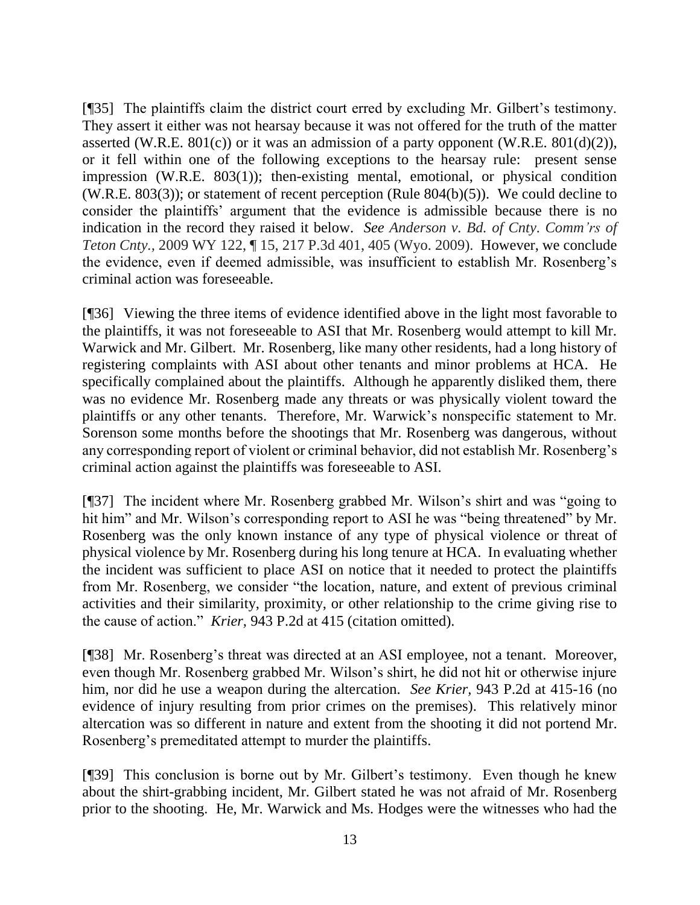[¶35] The plaintiffs claim the district court erred by excluding Mr. Gilbert's testimony. They assert it either was not hearsay because it was not offered for the truth of the matter asserted (W.R.E. 801(c)) or it was an admission of a party opponent (W.R.E. 801(d)(2)), or it fell within one of the following exceptions to the hearsay rule: present sense impression (W.R.E. 803(1)); then-existing mental, emotional, or physical condition (W.R.E. 803(3)); or statement of recent perception (Rule 804(b)(5)). We could decline to consider the plaintiffs' argument that the evidence is admissible because there is no indication in the record they raised it below. *See Anderson v. Bd. of Cnty. Comm'rs of Teton Cnty.*, 2009 WY 122, ¶ 15, 217 P.3d 401, 405 (Wyo. 2009). However, we conclude the evidence, even if deemed admissible, was insufficient to establish Mr. Rosenberg's criminal action was foreseeable.

[¶36] Viewing the three items of evidence identified above in the light most favorable to the plaintiffs, it was not foreseeable to ASI that Mr. Rosenberg would attempt to kill Mr. Warwick and Mr. Gilbert. Mr. Rosenberg, like many other residents, had a long history of registering complaints with ASI about other tenants and minor problems at HCA. He specifically complained about the plaintiffs. Although he apparently disliked them, there was no evidence Mr. Rosenberg made any threats or was physically violent toward the plaintiffs or any other tenants. Therefore, Mr. Warwick's nonspecific statement to Mr. Sorenson some months before the shootings that Mr. Rosenberg was dangerous, without any corresponding report of violent or criminal behavior, did not establish Mr. Rosenberg's criminal action against the plaintiffs was foreseeable to ASI.

[¶37] The incident where Mr. Rosenberg grabbed Mr. Wilson's shirt and was "going to hit him" and Mr. Wilson's corresponding report to ASI he was "being threatened" by Mr. Rosenberg was the only known instance of any type of physical violence or threat of physical violence by Mr. Rosenberg during his long tenure at HCA. In evaluating whether the incident was sufficient to place ASI on notice that it needed to protect the plaintiffs from Mr. Rosenberg, we consider "the location, nature, and extent of previous criminal activities and their similarity, proximity, or other relationship to the crime giving rise to the cause of action." *Krier*, 943 P.2d at 415 (citation omitted).

[¶38] Mr. Rosenberg's threat was directed at an ASI employee, not a tenant. Moreover, even though Mr. Rosenberg grabbed Mr. Wilson's shirt, he did not hit or otherwise injure him, nor did he use a weapon during the altercation. *See Krier*, 943 P.2d at 415-16 (no evidence of injury resulting from prior crimes on the premises). This relatively minor altercation was so different in nature and extent from the shooting it did not portend Mr. Rosenberg's premeditated attempt to murder the plaintiffs.

[¶39] This conclusion is borne out by Mr. Gilbert's testimony. Even though he knew about the shirt-grabbing incident, Mr. Gilbert stated he was not afraid of Mr. Rosenberg prior to the shooting. He, Mr. Warwick and Ms. Hodges were the witnesses who had the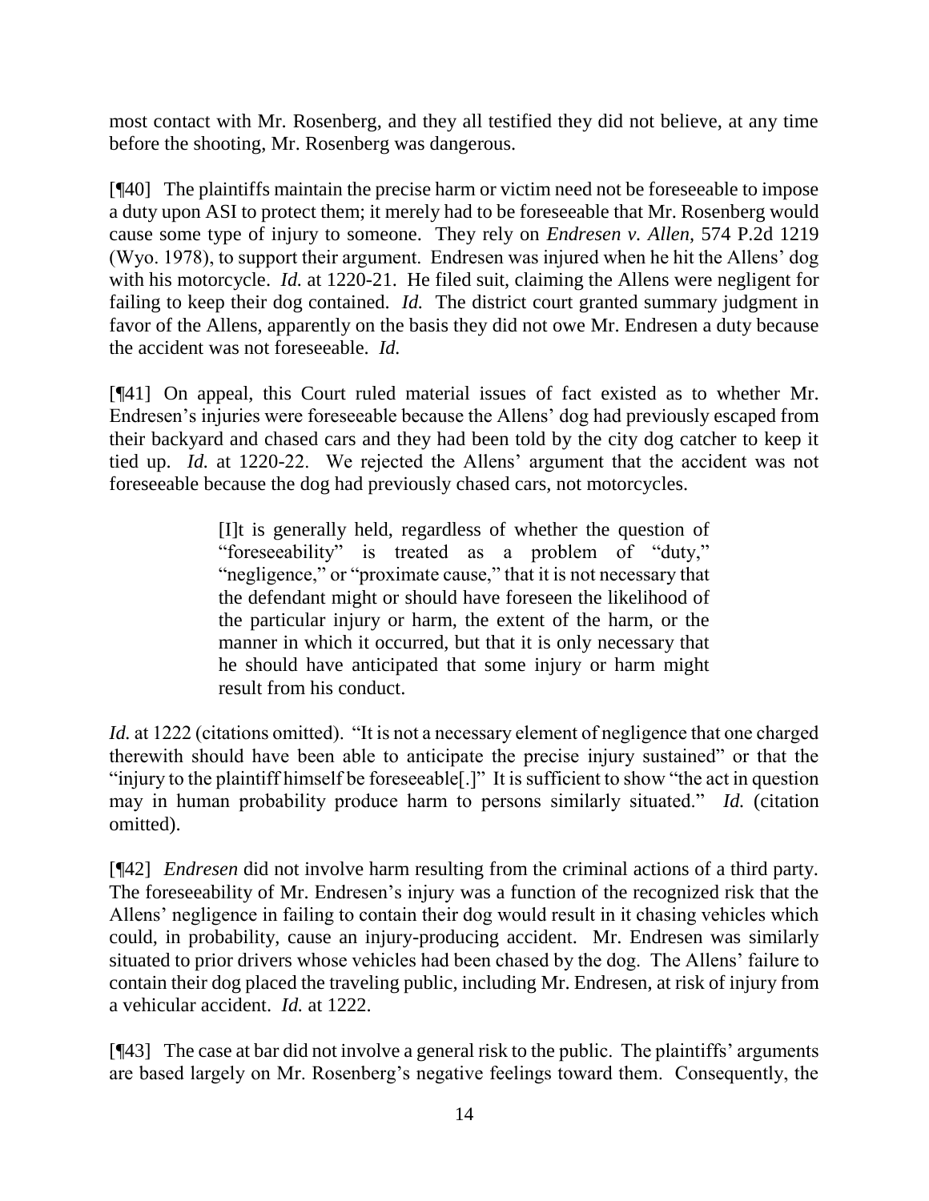most contact with Mr. Rosenberg, and they all testified they did not believe, at any time before the shooting, Mr. Rosenberg was dangerous.

[¶40] The plaintiffs maintain the precise harm or victim need not be foreseeable to impose a duty upon ASI to protect them; it merely had to be foreseeable that Mr. Rosenberg would cause some type of injury to someone. They rely on *Endresen v. Allen*, 574 P.2d 1219 (Wyo. 1978), to support their argument. Endresen was injured when he hit the Allens' dog with his motorcycle. *Id.* at 1220-21. He filed suit, claiming the Allens were negligent for failing to keep their dog contained. *Id.* The district court granted summary judgment in favor of the Allens, apparently on the basis they did not owe Mr. Endresen a duty because the accident was not foreseeable. *Id.*

[¶41] On appeal, this Court ruled material issues of fact existed as to whether Mr. Endresen's injuries were foreseeable because the Allens' dog had previously escaped from their backyard and chased cars and they had been told by the city dog catcher to keep it tied up. *Id.* at 1220-22. We rejected the Allens' argument that the accident was not foreseeable because the dog had previously chased cars, not motorcycles.

> [I]t is generally held, regardless of whether the question of "foreseeability" is treated as a problem of "duty," "negligence," or "proximate cause," that it is not necessary that the defendant might or should have foreseen the likelihood of the particular injury or harm, the extent of the harm, or the manner in which it occurred, but that it is only necessary that he should have anticipated that some injury or harm might result from his conduct.

*Id.* at 1222 (citations omitted). "It is not a necessary element of negligence that one charged therewith should have been able to anticipate the precise injury sustained" or that the "injury to the plaintiff himself be foreseeable[.]" It is sufficient to show "the act in question may in human probability produce harm to persons similarly situated." *Id.* (citation omitted).

[¶42] *Endresen* did not involve harm resulting from the criminal actions of a third party. The foreseeability of Mr. Endresen's injury was a function of the recognized risk that the Allens' negligence in failing to contain their dog would result in it chasing vehicles which could, in probability, cause an injury-producing accident. Mr. Endresen was similarly situated to prior drivers whose vehicles had been chased by the dog. The Allens' failure to contain their dog placed the traveling public, including Mr. Endresen, at risk of injury from a vehicular accident. *Id.* at 1222.

[¶43] The case at bar did not involve a general risk to the public. The plaintiffs' arguments are based largely on Mr. Rosenberg's negative feelings toward them. Consequently, the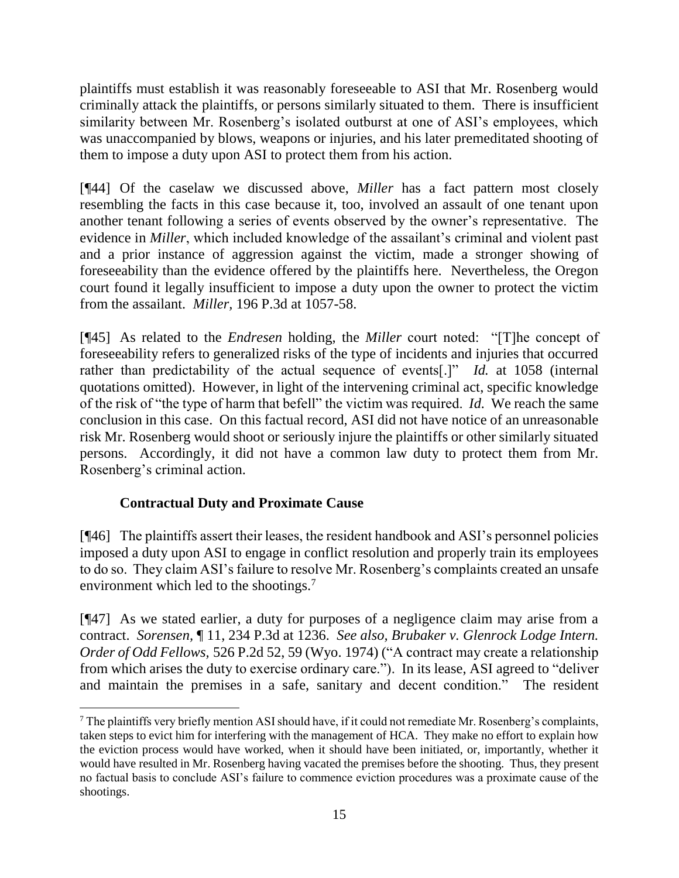plaintiffs must establish it was reasonably foreseeable to ASI that Mr. Rosenberg would criminally attack the plaintiffs, or persons similarly situated to them. There is insufficient similarity between Mr. Rosenberg's isolated outburst at one of ASI's employees, which was unaccompanied by blows, weapons or injuries, and his later premeditated shooting of them to impose a duty upon ASI to protect them from his action.

[¶44] Of the caselaw we discussed above, *Miller* has a fact pattern most closely resembling the facts in this case because it, too, involved an assault of one tenant upon another tenant following a series of events observed by the owner's representative. The evidence in *Miller*, which included knowledge of the assailant's criminal and violent past and a prior instance of aggression against the victim, made a stronger showing of foreseeability than the evidence offered by the plaintiffs here. Nevertheless, the Oregon court found it legally insufficient to impose a duty upon the owner to protect the victim from the assailant. *Miller*, 196 P.3d at 1057-58.

[¶45] As related to the *Endresen* holding, the *Miller* court noted: "[T]he concept of foreseeability refers to generalized risks of the type of incidents and injuries that occurred rather than predictability of the actual sequence of events[.]" *Id.* at 1058 (internal quotations omitted). However, in light of the intervening criminal act, specific knowledge of the risk of "the type of harm that befell" the victim was required. *Id.* We reach the same conclusion in this case. On this factual record, ASI did not have notice of an unreasonable risk Mr. Rosenberg would shoot or seriously injure the plaintiffs or other similarly situated persons. Accordingly, it did not have a common law duty to protect them from Mr. Rosenberg's criminal action.

### Contractual Duty and Proximate Cause

[¶46] The plaintiffs assert their leases, the resident handbook and ASI's personnel policies imposed a duty upon ASI to engage in conflict resolution and properly train its employees to do so. They claim ASI's failure to resolve Mr. Rosenberg's complaints created an unsafe environment which led to the shootings.[7]

[¶47] As we stated earlier, a duty for purposes of a negligence claim may arise from a contract. *Sorensen*, ¶ 11, 234 P.3d at 1236. *See also, Brubaker v. Glenrock Lodge Intern. Order of Odd Fellows*, 526 P.2d 52, 59 (Wyo. 1974) ("A contract may create a relationship from which arises the duty to exercise ordinary care."). In its lease, ASI agreed to "deliver and maintain the premises in a safe, sanitary and decent condition." The resident

---

[7] The plaintiffs very briefly mention ASI should have, if it could not remediate Mr. Rosenberg's complaints, taken steps to evict him for interfering with the management of HCA. They make no effort to explain how the eviction process would have worked, when it should have been initiated, or, importantly, whether it would have resulted in Mr. Rosenberg having vacated the premises before the shooting. Thus, they present no factual basis to conclude ASI's failure to commence eviction procedures was a proximate cause of the shootings.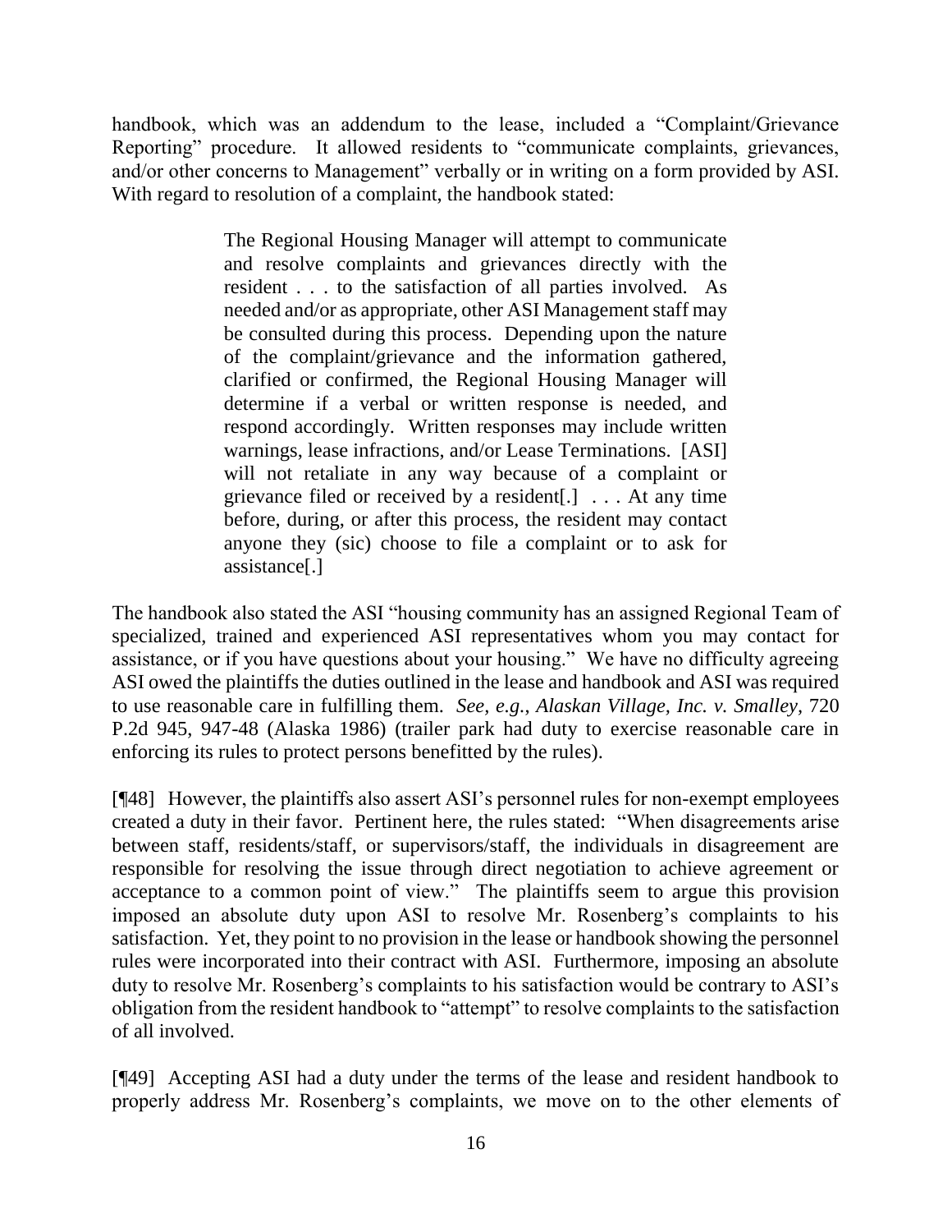handbook, which was an addendum to the lease, included a "Complaint/Grievance Reporting" procedure. It allowed residents to "communicate complaints, grievances, and/or other concerns to Management" verbally or in writing on a form provided by ASI. With regard to resolution of a complaint, the handbook stated:

> The Regional Housing Manager will attempt to communicate and resolve complaints and grievances directly with the resident . . . to the satisfaction of all parties involved. As needed and/or as appropriate, other ASI Management staff may be consulted during this process. Depending upon the nature of the complaint/grievance and the information gathered, clarified or confirmed, the Regional Housing Manager will determine if a verbal or written response is needed, and respond accordingly. Written responses may include written warnings, lease infractions, and/or Lease Terminations. [ASI] will not retaliate in any way because of a complaint or grievance filed or received by a resident[.] . . . At any time before, during, or after this process, the resident may contact anyone they (sic) choose to file a complaint or to ask for assistance[.]

The handbook also stated the ASI "housing community has an assigned Regional Team of specialized, trained and experienced ASI representatives whom you may contact for assistance, or if you have questions about your housing." We have no difficulty agreeing ASI owed the plaintiffs the duties outlined in the lease and handbook and ASI was required to use reasonable care in fulfilling them. *See, e.g., Alaskan Village, Inc. v. Smalley,* 720 P.2d 945, 947-48 (Alaska 1986) (trailer park had duty to exercise reasonable care in enforcing its rules to protect persons benefitted by the rules).

[¶48] However, the plaintiffs also assert ASI's personnel rules for non-exempt employees created a duty in their favor. Pertinent here, the rules stated: "When disagreements arise between staff, residents/staff, or supervisors/staff, the individuals in disagreement are responsible for resolving the issue through direct negotiation to achieve agreement or acceptance to a common point of view." The plaintiffs seem to argue this provision imposed an absolute duty upon ASI to resolve Mr. Rosenberg's complaints to his satisfaction. Yet, they point to no provision in the lease or handbook showing the personnel rules were incorporated into their contract with ASI. Furthermore, imposing an absolute duty to resolve Mr. Rosenberg's complaints to his satisfaction would be contrary to ASI's obligation from the resident handbook to "attempt" to resolve complaints to the satisfaction of all involved.

[¶49] Accepting ASI had a duty under the terms of the lease and resident handbook to properly address Mr. Rosenberg's complaints, we move on to the other elements of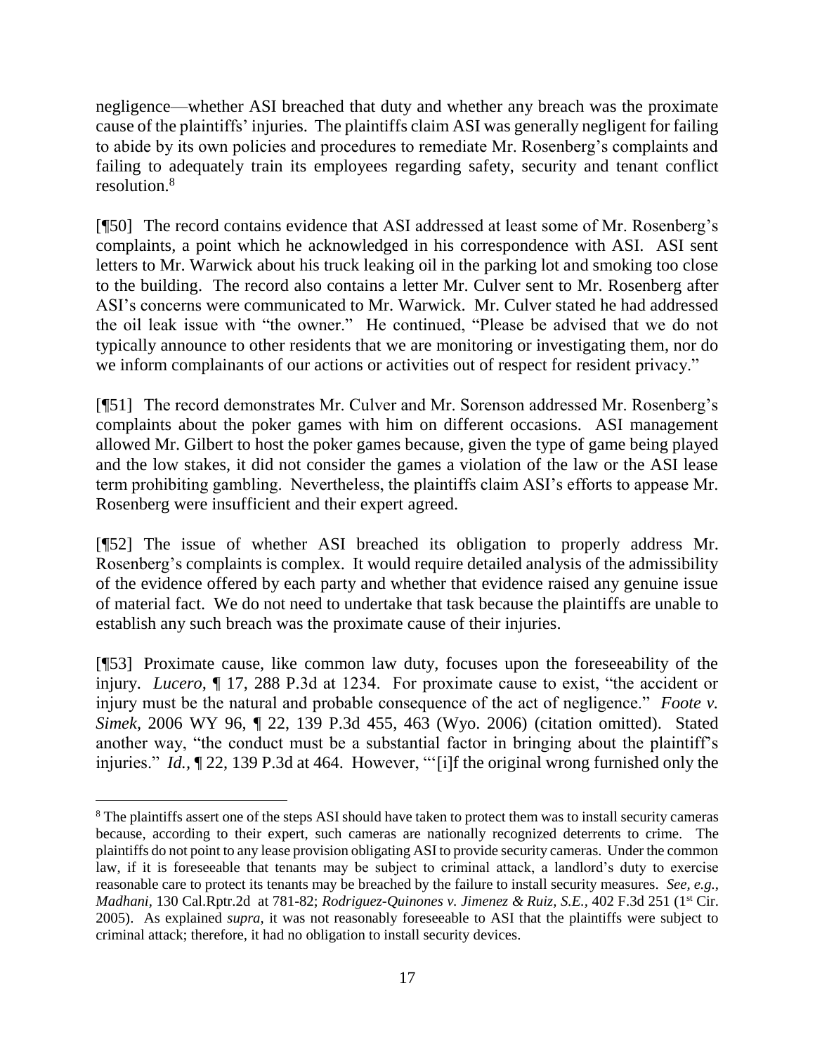negligence—whether ASI breached that duty and whether any breach was the proximate cause of the plaintiffs' injuries. The plaintiffs claim ASI was generally negligent for failing to abide by its own policies and procedures to remediate Mr. Rosenberg's complaints and failing to adequately train its employees regarding safety, security and tenant conflict resolution.[8]

[¶50] The record contains evidence that ASI addressed at least some of Mr. Rosenberg's complaints, a point which he acknowledged in his correspondence with ASI. ASI sent letters to Mr. Warwick about his truck leaking oil in the parking lot and smoking too close to the building. The record also contains a letter Mr. Culver sent to Mr. Rosenberg after ASI's concerns were communicated to Mr. Warwick. Mr. Culver stated he had addressed the oil leak issue with "the owner." He continued, "Please be advised that we do not typically announce to other residents that we are monitoring or investigating them, nor do we inform complainants of our actions or activities out of respect for resident privacy."

[¶51] The record demonstrates Mr. Culver and Mr. Sorenson addressed Mr. Rosenberg's complaints about the poker games with him on different occasions. ASI management allowed Mr. Gilbert to host the poker games because, given the type of game being played and the low stakes, it did not consider the games a violation of the law or the ASI lease term prohibiting gambling. Nevertheless, the plaintiffs claim ASI's efforts to appease Mr. Rosenberg were insufficient and their expert agreed.

[¶52] The issue of whether ASI breached its obligation to properly address Mr. Rosenberg's complaints is complex. It would require detailed analysis of the admissibility of the evidence offered by each party and whether that evidence raised any genuine issue of material fact. We do not need to undertake that task because the plaintiffs are unable to establish any such breach was the proximate cause of their injuries.

[¶53] Proximate cause, like common law duty, focuses upon the foreseeability of the injury. *Lucero*, ¶ 17, 288 P.3d at 1234. For proximate cause to exist, "the accident or injury must be the natural and probable consequence of the act of negligence." *Foote v. Simek*, 2006 WY 96, ¶ 22, 139 P.3d 455, 463 (Wyo. 2006) (citation omitted). Stated another way, "the conduct must be a substantial factor in bringing about the plaintiff's injuries." *Id.*, ¶ 22, 139 P.3d at 464. However, "'[i]f the original wrong furnished only the

---

[8] The plaintiffs assert one of the steps ASI should have taken to protect them was to install security cameras because, according to their expert, such cameras are nationally recognized deterrents to crime. The plaintiffs do not point to any lease provision obligating ASI to provide security cameras. Under the common law, if it is foreseeable that tenants may be subject to criminal attack, a landlord's duty to exercise reasonable care to protect its tenants may be breached by the failure to install security measures. *See, e.g.*, *Madhani*, 130 Cal.Rptr.2d at 781-82; *Rodriguez-Quinones v. Jimenez & Ruiz, S.E.*, 402 F.3d 251 (1st Cir. 2005). As explained *supra*, it was not reasonably foreseeable to ASI that the plaintiffs were subject to criminal attack; therefore, it had no obligation to install security devices.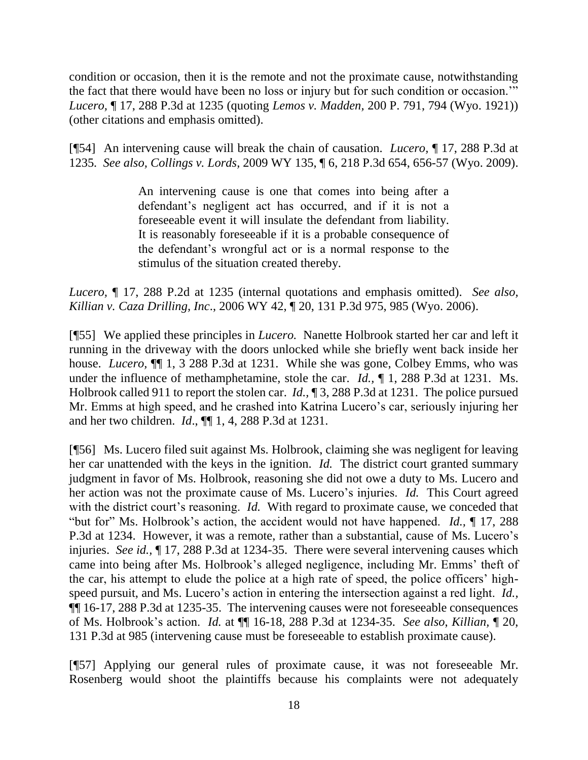condition or occasion, then it is the remote and not the proximate cause, notwithstanding the fact that there would have been no loss or injury but for such condition or occasion.'" *Lucero,* ¶ 17, 288 P.3d at 1235 (quoting *Lemos v. Madden,* 200 P. 791, 794 (Wyo. 1921)) (other citations and emphasis omitted).

[¶54] An intervening cause will break the chain of causation. *Lucero,* ¶ 17, 288 P.3d at 1235. *See also, Collings v. Lords,* 2009 WY 135, ¶ 6, 218 P.3d 654, 656-57 (Wyo. 2009).

> An intervening cause is one that comes into being after a defendant's negligent act has occurred, and if it is not a foreseeable event it will insulate the defendant from liability. It is reasonably foreseeable if it is a probable consequence of the defendant's wrongful act or is a normal response to the stimulus of the situation created thereby.

*Lucero,* ¶ 17, 288 P.2d at 1235 (internal quotations and emphasis omitted). *See also, Killian v. Caza Drilling, Inc*., 2006 WY 42, ¶ 20, 131 P.3d 975, 985 (Wyo. 2006).

[¶55] We applied these principles in *Lucero.* Nanette Holbrook started her car and left it running in the driveway with the doors unlocked while she briefly went back inside her house. *Lucero,* ¶¶ 1, 3 288 P.3d at 1231. While she was gone, Colbey Emms, who was under the influence of methamphetamine, stole the car. *Id.,* ¶ 1, 288 P.3d at 1231. Ms. Holbrook called 911 to report the stolen car. *Id.,* ¶ 3, 288 P.3d at 1231. The police pursued Mr. Emms at high speed, and he crashed into Katrina Lucero's car, seriously injuring her and her two children. *Id*., ¶¶ 1, 4, 288 P.3d at 1231.

[¶56] Ms. Lucero filed suit against Ms. Holbrook, claiming she was negligent for leaving her car unattended with the keys in the ignition. *Id.* The district court granted summary judgment in favor of Ms. Holbrook, reasoning she did not owe a duty to Ms. Lucero and her action was not the proximate cause of Ms. Lucero's injuries. *Id.* This Court agreed with the district court's reasoning. *Id.* With regard to proximate cause, we conceded that "but for" Ms. Holbrook's action, the accident would not have happened. *Id.,* ¶ 17, 288 P.3d at 1234. However, it was a remote, rather than a substantial, cause of Ms. Lucero's injuries. *See id.,* ¶ 17, 288 P.3d at 1234-35. There were several intervening causes which came into being after Ms. Holbrook's alleged negligence, including Mr. Emms' theft of the car, his attempt to elude the police at a high rate of speed, the police officers' high-speed pursuit, and Ms. Lucero's action in entering the intersection against a red light. *Id.,* ¶¶ 16-17, 288 P.3d at 1235-35. The intervening causes were not foreseeable consequences of Ms. Holbrook's action. *Id.* at ¶¶ 16-18, 288 P.3d at 1234-35. *See also, Killian,* ¶ 20, 131 P.3d at 985 (intervening cause must be foreseeable to establish proximate cause).

[¶57] Applying our general rules of proximate cause, it was not foreseeable Mr. Rosenberg would shoot the plaintiffs because his complaints were not adequately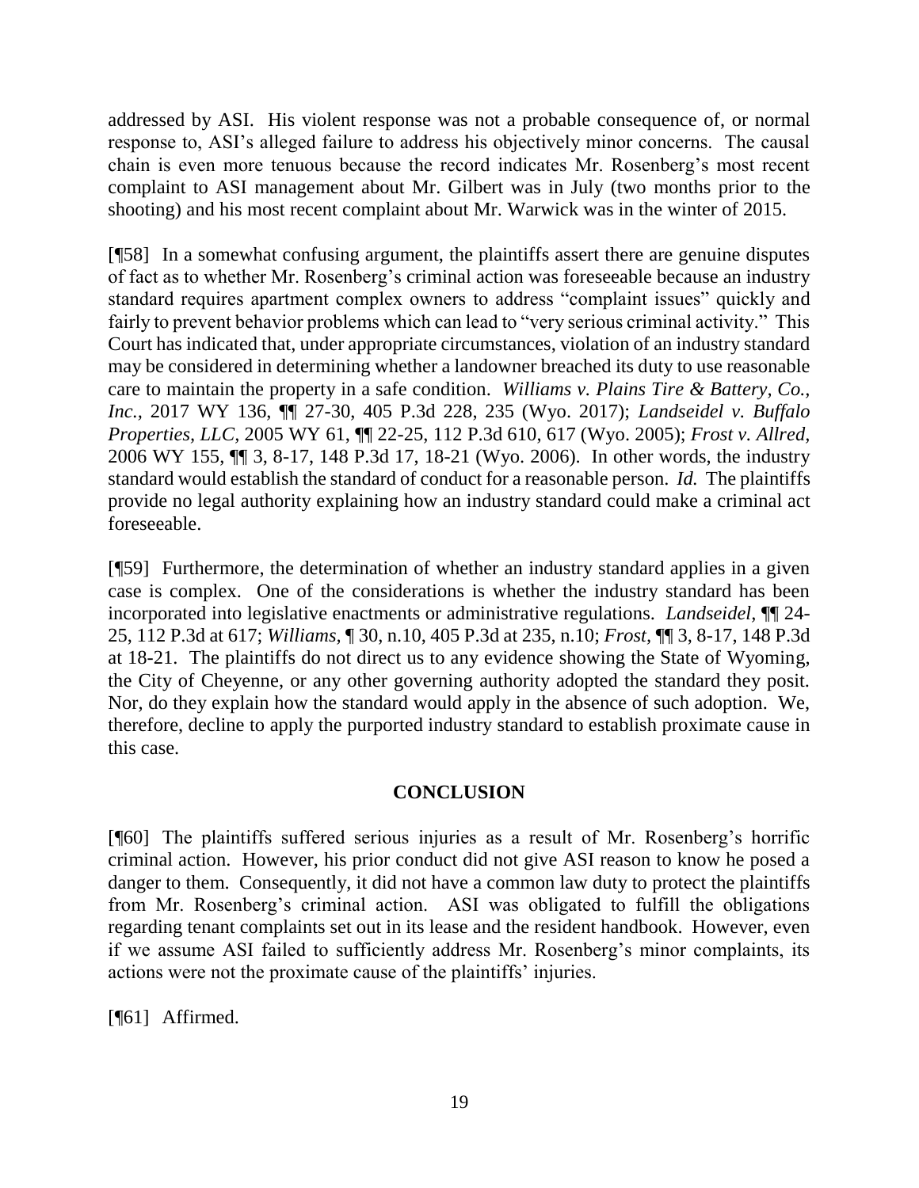addressed by ASI. His violent response was not a probable consequence of, or normal response to, ASI's alleged failure to address his objectively minor concerns. The causal chain is even more tenuous because the record indicates Mr. Rosenberg's most recent complaint to ASI management about Mr. Gilbert was in July (two months prior to the shooting) and his most recent complaint about Mr. Warwick was in the winter of 2015.

[¶58] In a somewhat confusing argument, the plaintiffs assert there are genuine disputes of fact as to whether Mr. Rosenberg's criminal action was foreseeable because an industry standard requires apartment complex owners to address "complaint issues" quickly and fairly to prevent behavior problems which can lead to "very serious criminal activity." This Court has indicated that, under appropriate circumstances, violation of an industry standard may be considered in determining whether a landowner breached its duty to use reasonable care to maintain the property in a safe condition. *Williams v. Plains Tire & Battery, Co., Inc.*, 2017 WY 136, ¶¶ 27-30, 405 P.3d 228, 235 (Wyo. 2017); *Landseidel v. Buffalo Properties, LLC*, 2005 WY 61, ¶¶ 22-25, 112 P.3d 610, 617 (Wyo. 2005); *Frost v. Allred*, 2006 WY 155, ¶¶ 3, 8-17, 148 P.3d 17, 18-21 (Wyo. 2006). In other words, the industry standard would establish the standard of conduct for a reasonable person. *Id.* The plaintiffs provide no legal authority explaining how an industry standard could make a criminal act foreseeable.

[¶59] Furthermore, the determination of whether an industry standard applies in a given case is complex. One of the considerations is whether the industry standard has been incorporated into legislative enactments or administrative regulations. *Landseidel*, ¶¶ 24-25, 112 P.3d at 617; *Williams*, ¶ 30, n.10, 405 P.3d at 235, n.10; *Frost*, ¶¶ 3, 8-17, 148 P.3d at 18-21. The plaintiffs do not direct us to any evidence showing the State of Wyoming, the City of Cheyenne, or any other governing authority adopted the standard they posit. Nor, do they explain how the standard would apply in the absence of such adoption. We, therefore, decline to apply the purported industry standard to establish proximate cause in this case.

## CONCLUSION

[¶60] The plaintiffs suffered serious injuries as a result of Mr. Rosenberg's horrific criminal action. However, his prior conduct did not give ASI reason to know he posed a danger to them. Consequently, it did not have a common law duty to protect the plaintiffs from Mr. Rosenberg's criminal action. ASI was obligated to fulfill the obligations regarding tenant complaints set out in its lease and the resident handbook. However, even if we assume ASI failed to sufficiently address Mr. Rosenberg's minor complaints, its actions were not the proximate cause of the plaintiffs' injuries.

[¶61] Affirmed.